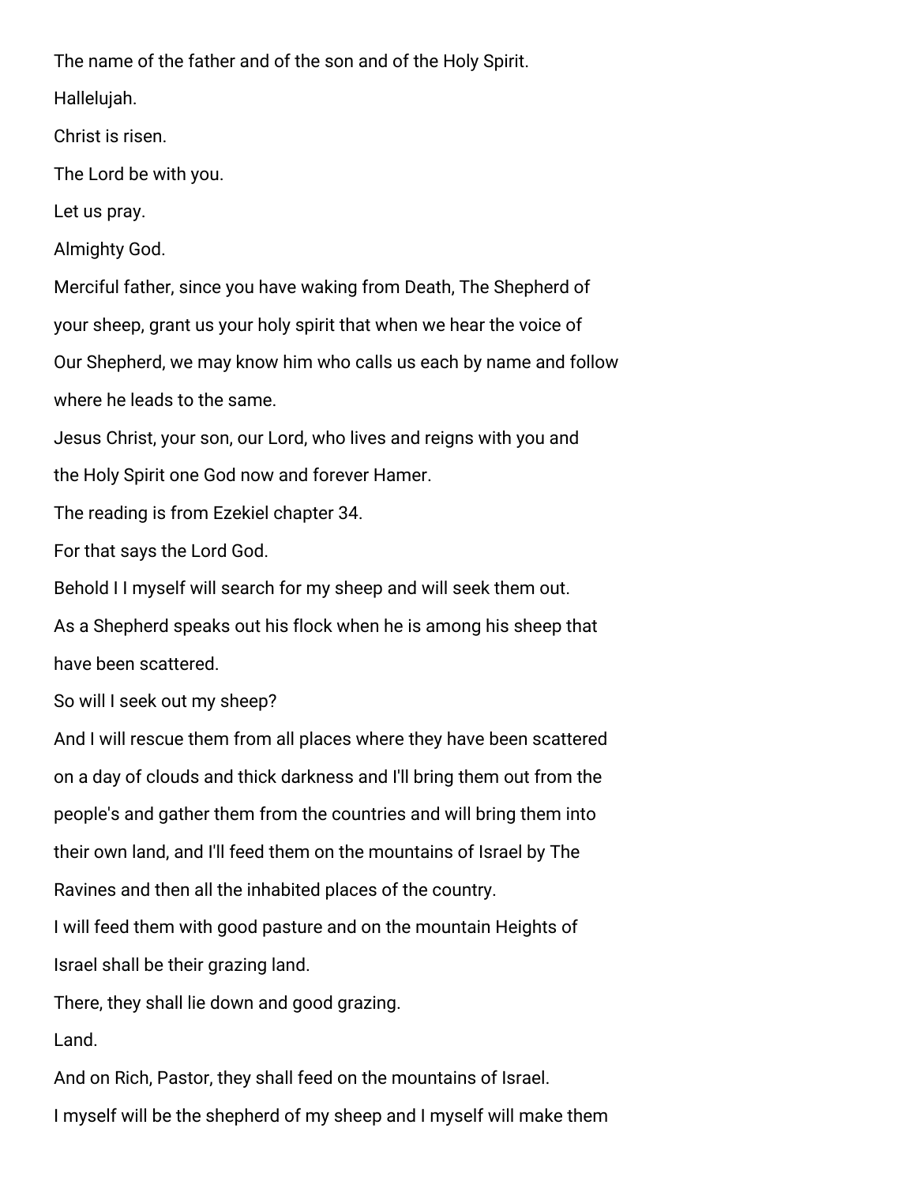The name of the father and of the son and of the Holy Spirit.

Hallelujah.

Christ is risen.

The Lord be with you.

Let us pray.

Almighty God.

Merciful father, since you have waking from Death, The Shepherd of your sheep, grant us your holy spirit that when we hear the voice of Our Shepherd, we may know him who calls us each by name and follow where he leads to the same.

Jesus Christ, your son, our Lord, who lives and reigns with you and the Holy Spirit one God now and forever Hamer.

The reading is from Ezekiel chapter 34.

For that says the Lord God.

Behold I I myself will search for my sheep and will seek them out.

As a Shepherd speaks out his flock when he is among his sheep that have been scattered.

So will I seek out my sheep?

And I will rescue them from all places where they have been scattered on a day of clouds and thick darkness and I'll bring them out from the people's and gather them from the countries and will bring them into their own land, and I'll feed them on the mountains of Israel by The Ravines and then all the inhabited places of the country.

I will feed them with good pasture and on the mountain Heights of Israel shall be their grazing land.

There, they shall lie down and good grazing.

Land.

And on Rich, Pastor, they shall feed on the mountains of Israel.

I myself will be the shepherd of my sheep and I myself will make them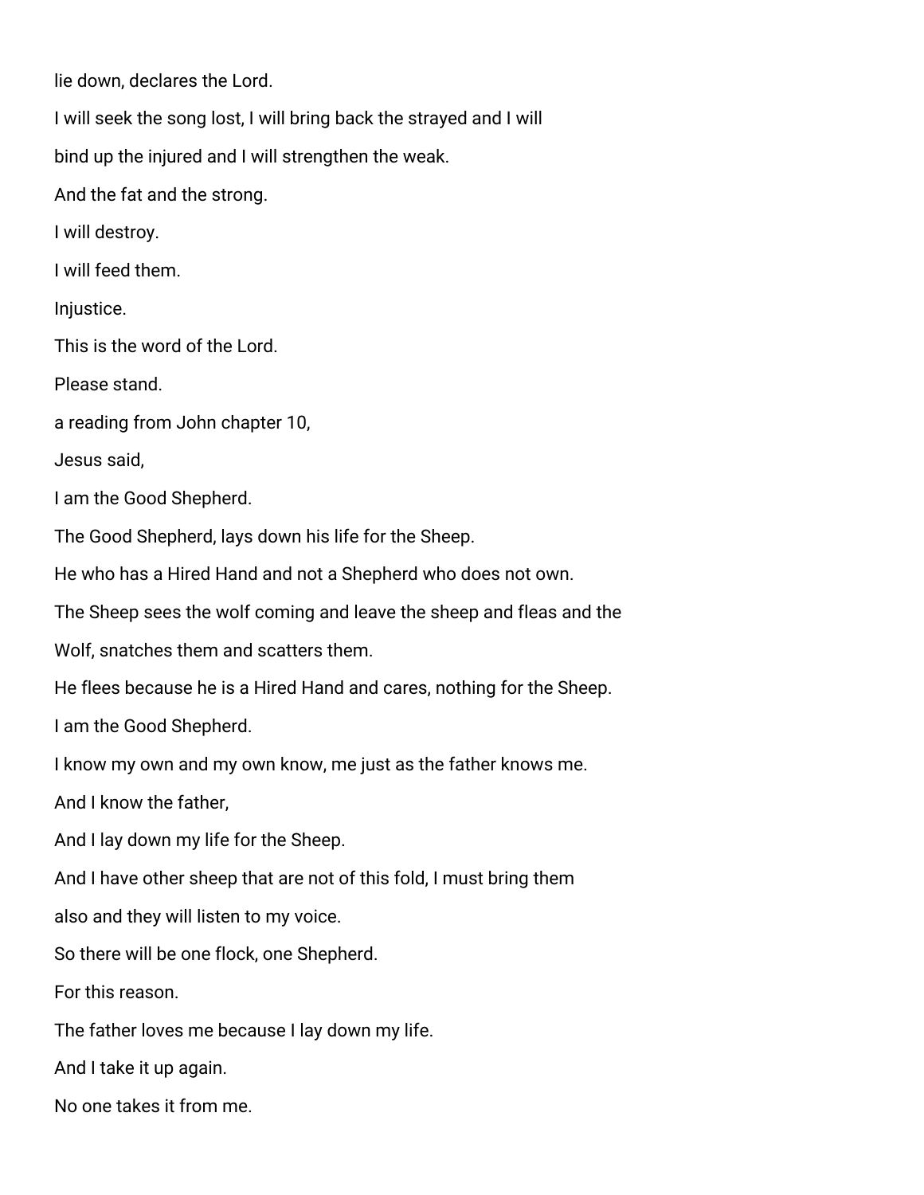lie down, declares the Lord.

I will seek the song lost, I will bring back the strayed and I will

bind up the injured and I will strengthen the weak.

And the fat and the strong.

I will destroy.

I will feed them.

Injustice.

This is the word of the Lord.

Please stand.

a reading from John chapter 10,

Jesus said,

I am the Good Shepherd.

The Good Shepherd, lays down his life for the Sheep.

He who has a Hired Hand and not a Shepherd who does not own.

The Sheep sees the wolf coming and leave the sheep and fleas and the

Wolf, snatches them and scatters them.

He flees because he is a Hired Hand and cares, nothing for the Sheep.

I am the Good Shepherd.

I know my own and my own know, me just as the father knows me.

And I know the father,

And I lay down my life for the Sheep.

And I have other sheep that are not of this fold, I must bring them

also and they will listen to my voice.

So there will be one flock, one Shepherd.

For this reason.

The father loves me because I lay down my life.

And I take it up again.

No one takes it from me.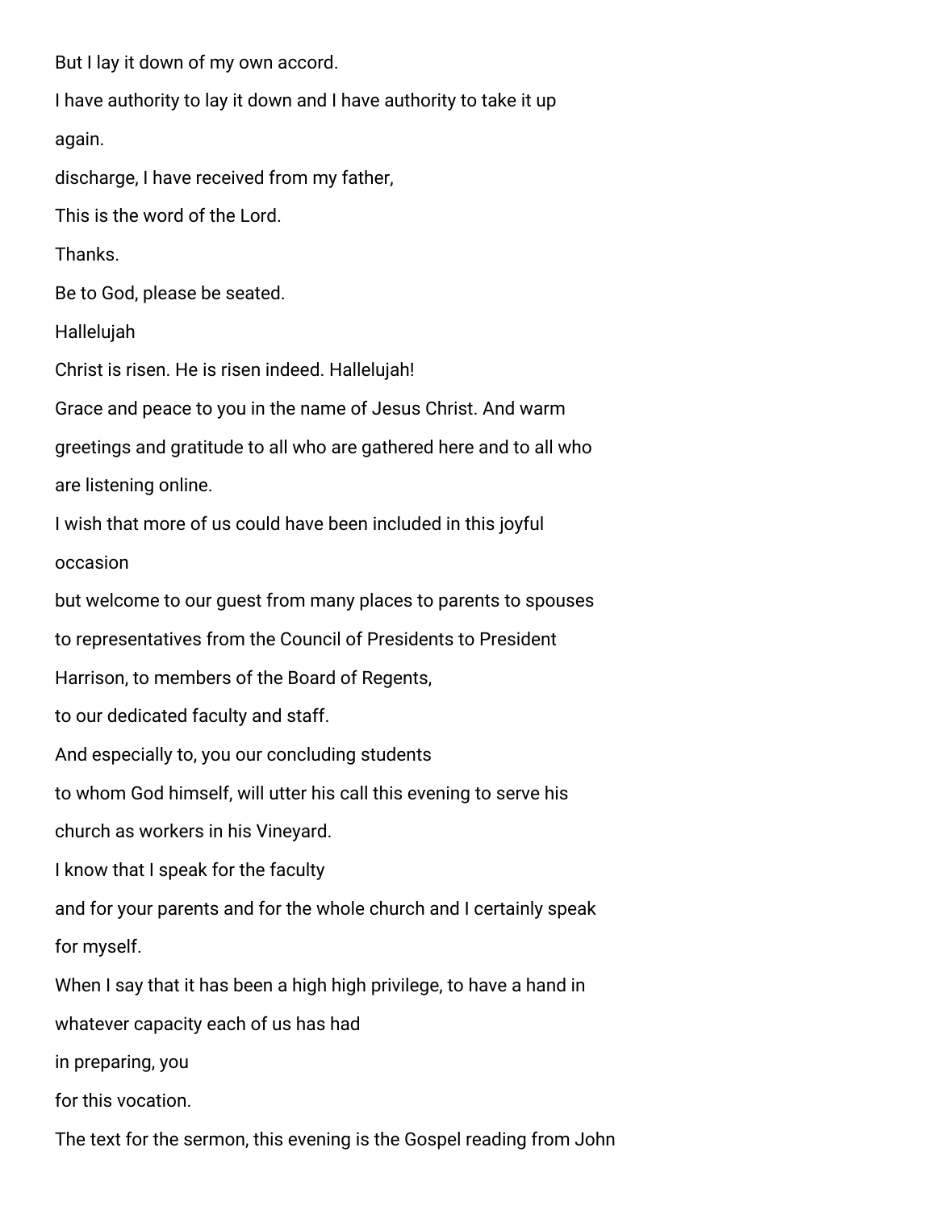But I lay it down of my own accord.

I have authority to lay it down and I have authority to take it up

again.

discharge, I have received from my father,

This is the word of the Lord.

Thanks.

Be to God, please be seated.

Hallelujah

Christ is risen. He is risen indeed. Hallelujah!

Grace and peace to you in the name of Jesus Christ. And warm

greetings and gratitude to all who are gathered here and to all who

are listening online.

I wish that more of us could have been included in this joyful

occasion

but welcome to our guest from many places to parents to spouses

to representatives from the Council of Presidents to President

Harrison, to members of the Board of Regents,

to our dedicated faculty and staff.

And especially to, you our concluding students

to whom God himself, will utter his call this evening to serve his

church as workers in his Vineyard.

I know that I speak for the faculty

and for your parents and for the whole church and I certainly speak

for myself.

When I say that it has been a high high privilege, to have a hand in

whatever capacity each of us has had

in preparing, you

for this vocation.

The text for the sermon, this evening is the Gospel reading from John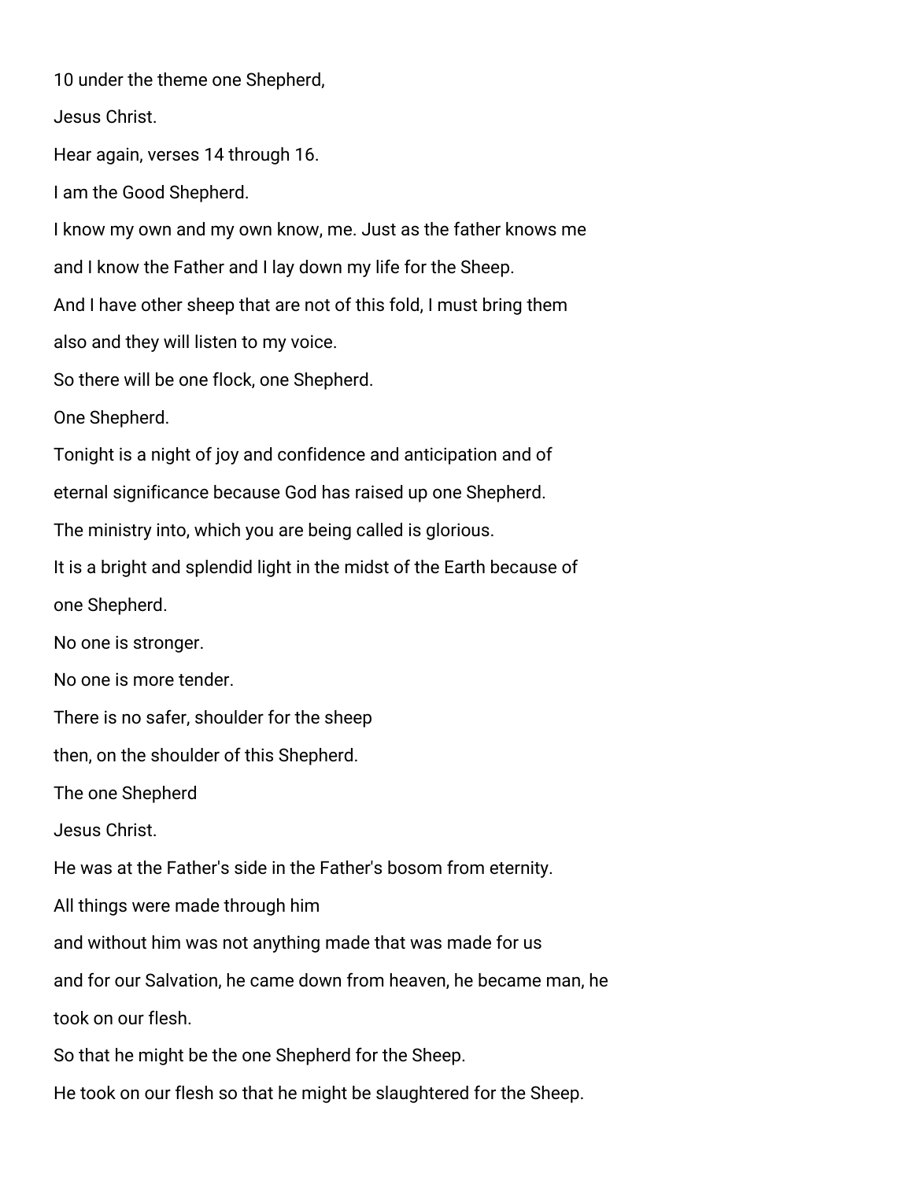10 under the theme one Shepherd,

Jesus Christ.

Hear again, verses 14 through 16.

I am the Good Shepherd.

I know my own and my own know, me. Just as the father knows me

and I know the Father and I lay down my life for the Sheep.

And I have other sheep that are not of this fold, I must bring them

also and they will listen to my voice.

So there will be one flock, one Shepherd.

One Shepherd.

Tonight is a night of joy and confidence and anticipation and of

eternal significance because God has raised up one Shepherd.

The ministry into, which you are being called is glorious.

It is a bright and splendid light in the midst of the Earth because of

one Shepherd.

No one is stronger.

No one is more tender.

There is no safer, shoulder for the sheep

then, on the shoulder of this Shepherd.

The one Shepherd

Jesus Christ.

He was at the Father's side in the Father's bosom from eternity.

All things were made through him

and without him was not anything made that was made for us

and for our Salvation, he came down from heaven, he became man, he

took on our flesh.

So that he might be the one Shepherd for the Sheep.

He took on our flesh so that he might be slaughtered for the Sheep.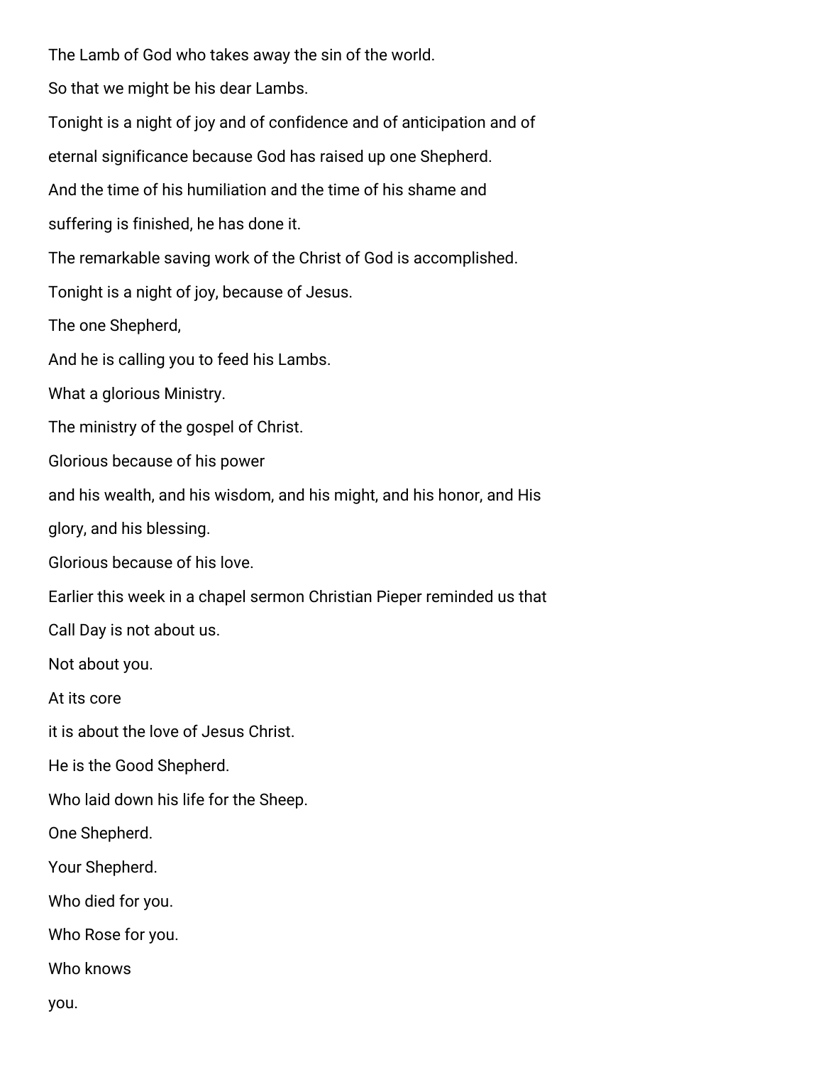The Lamb of God who takes away the sin of the world.

So that we might be his dear Lambs.

Tonight is a night of joy and of confidence and of anticipation and of eternal significance because God has raised up one Shepherd.

And the time of his humiliation and the time of his shame and suffering is finished, he has done it.

The remarkable saving work of the Christ of God is accomplished.

Tonight is a night of joy, because of Jesus.

The one Shepherd,

And he is calling you to feed his Lambs.

What a glorious Ministry.

The ministry of the gospel of Christ.

Glorious because of his power

and his wealth, and his wisdom, and his might, and his honor, and His glory, and his blessing.

Glorious because of his love.

Earlier this week in a chapel sermon Christian Pieper reminded us that Call Day is not about us.

Not about you.

At its core

it is about the love of Jesus Christ.

He is the Good Shepherd.

Who laid down his life for the Sheep.

One Shepherd.

Your Shepherd.

Who died for you.

Who Rose for you.

Who knows

you.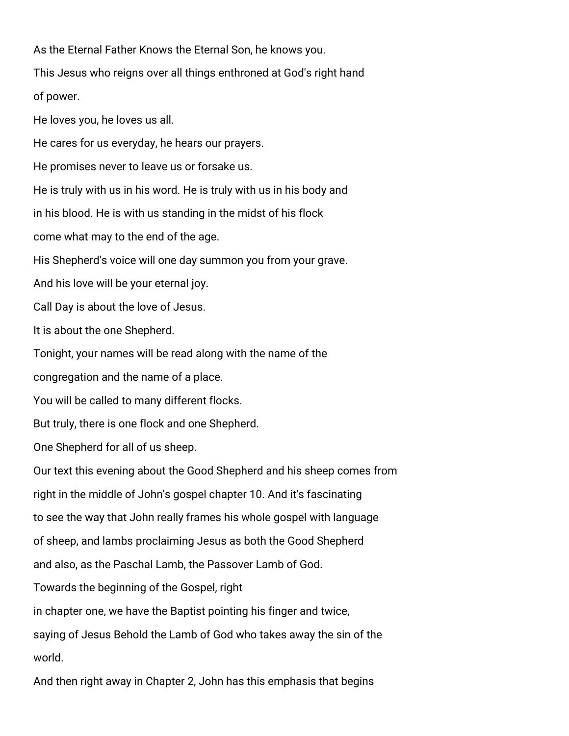As the Eternal Father Knows the Eternal Son, he knows you.

This Jesus who reigns over all things enthroned at God's right hand of power.

He loves you, he loves us all.

He cares for us everyday, he hears our prayers.

He promises never to leave us or forsake us.

He is truly with us in his word. He is truly with us in his body and in his blood. He is with us standing in the midst of his flock come what may to the end of the age.

His Shepherd's voice will one day summon you from your grave.

And his love will be your eternal joy.

Call Day is about the love of Jesus.

It is about the one Shepherd.

Tonight, your names will be read along with the name of the congregation and the name of a place.

You will be called to many different flocks.

But truly, there is one flock and one Shepherd.

One Shepherd for all of us sheep.

Our text this evening about the Good Shepherd and his sheep comes from right in the middle of John's gospel chapter 10. And it's fascinating to see the way that John really frames his whole gospel with language of sheep, and lambs proclaiming Jesus as both the Good Shepherd and also, as the Paschal Lamb, the Passover Lamb of God.

Towards the beginning of the Gospel, right in chapter one, we have the Baptist pointing his finger and twice, saying of Jesus Behold the Lamb of God who takes away the sin of the world.

And then right away in Chapter 2, John has this emphasis that begins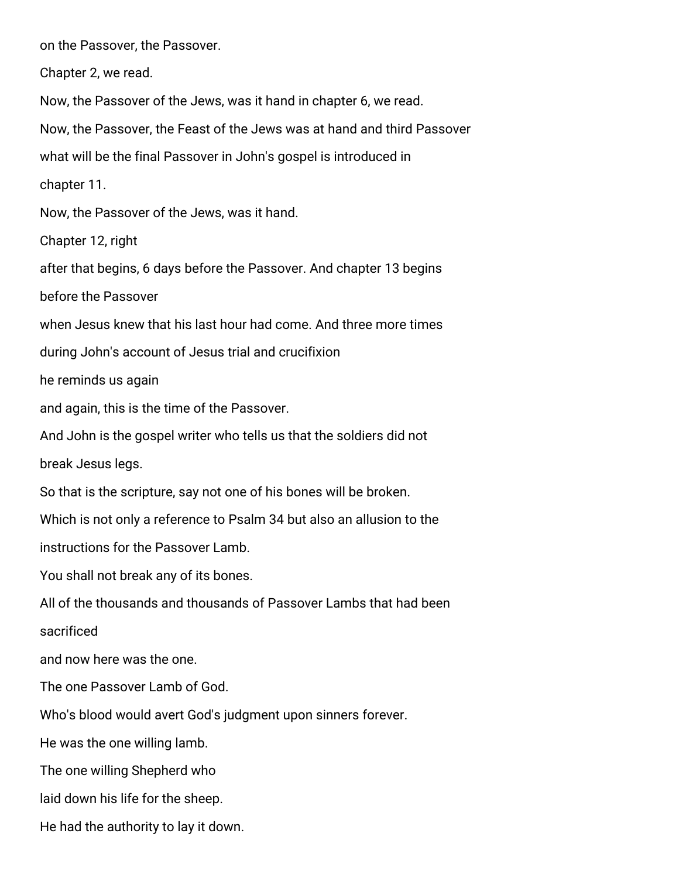on the Passover, the Passover.

Chapter 2, we read.

Now, the Passover of the Jews, was it hand in chapter 6, we read.

Now, the Passover, the Feast of the Jews was at hand and third Passover

what will be the final Passover in John's gospel is introduced in

chapter 11.

Now, the Passover of the Jews, was it hand.

Chapter 12, right

after that begins, 6 days before the Passover. And chapter 13 begins

before the Passover

when Jesus knew that his last hour had come. And three more times

during John's account of Jesus trial and crucifixion

he reminds us again

and again, this is the time of the Passover.

And John is the gospel writer who tells us that the soldiers did not

break Jesus legs.

So that is the scripture, say not one of his bones will be broken.

Which is not only a reference to Psalm 34 but also an allusion to the

instructions for the Passover Lamb.

You shall not break any of its bones.

All of the thousands and thousands of Passover Lambs that had been

sacrificed

and now here was the one.

The one Passover Lamb of God.

Who's blood would avert God's judgment upon sinners forever.

He was the one willing lamb.

The one willing Shepherd who

laid down his life for the sheep.

He had the authority to lay it down.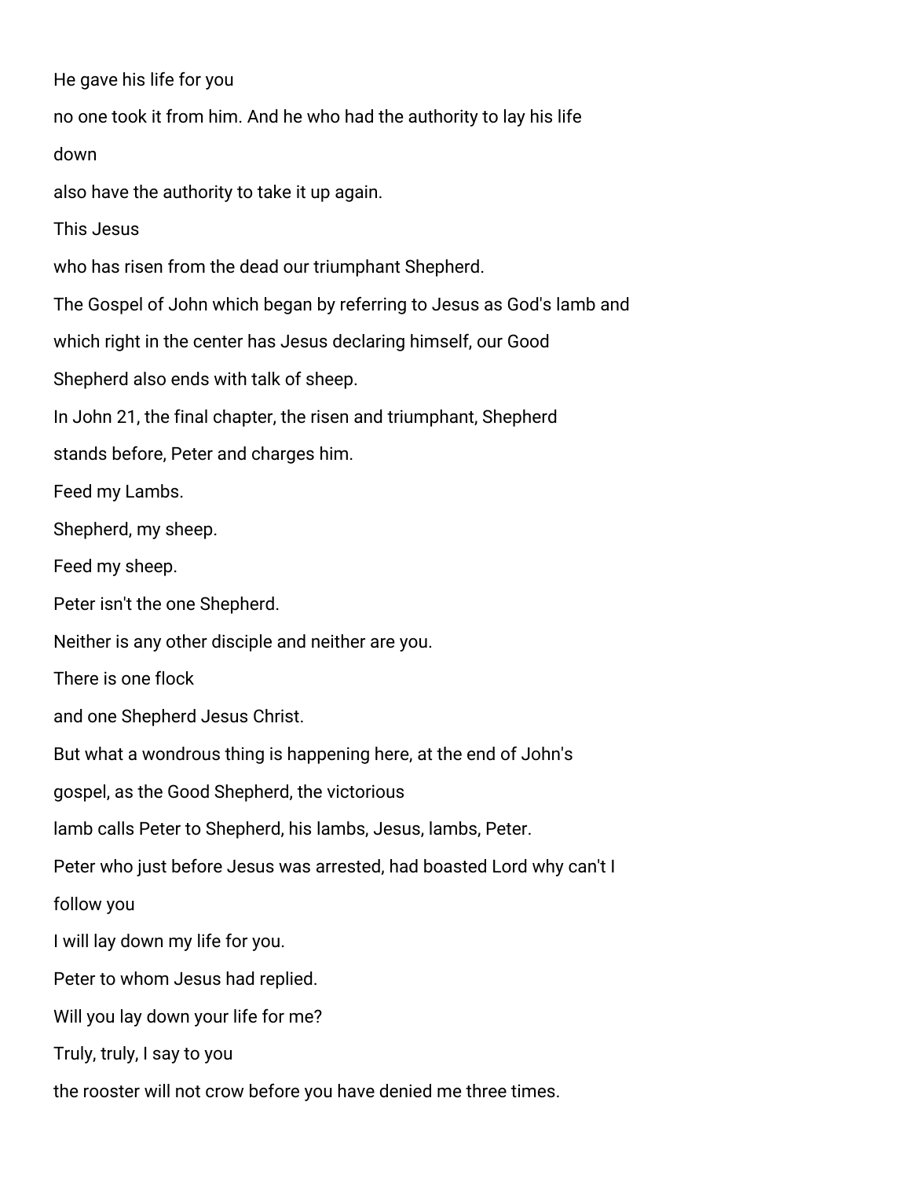He gave his life for you

no one took it from him. And he who had the authority to lay his life

down

also have the authority to take it up again.

This Jesus

who has risen from the dead our triumphant Shepherd.

The Gospel of John which began by referring to Jesus as God's lamb and

which right in the center has Jesus declaring himself, our Good

Shepherd also ends with talk of sheep.

In John 21, the final chapter, the risen and triumphant, Shepherd

stands before, Peter and charges him.

Feed my Lambs.

Shepherd, my sheep.

Feed my sheep.

Peter isn't the one Shepherd.

Neither is any other disciple and neither are you.

There is one flock

and one Shepherd Jesus Christ.

But what a wondrous thing is happening here, at the end of John's

gospel, as the Good Shepherd, the victorious

lamb calls Peter to Shepherd, his lambs, Jesus, lambs, Peter.

Peter who just before Jesus was arrested, had boasted Lord why can't I

follow you

I will lay down my life for you.

Peter to whom Jesus had replied.

Will you lay down your life for me?

Truly, truly, I say to you

the rooster will not crow before you have denied me three times.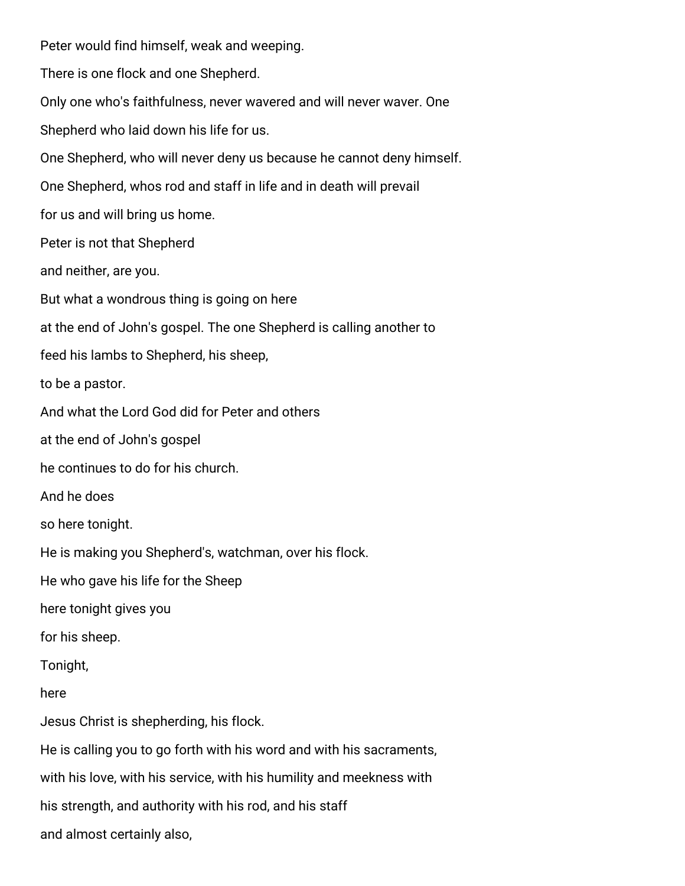Peter would find himself, weak and weeping.

There is one flock and one Shepherd.

Only one who's faithfulness, never wavered and will never waver. One

Shepherd who laid down his life for us.

One Shepherd, who will never deny us because he cannot deny himself.

One Shepherd, whos rod and staff in life and in death will prevail

for us and will bring us home.

Peter is not that Shepherd

and neither, are you.

But what a wondrous thing is going on here

at the end of John's gospel. The one Shepherd is calling another to

feed his lambs to Shepherd, his sheep,

to be a pastor.

And what the Lord God did for Peter and others

at the end of John's gospel

he continues to do for his church.

And he does

so here tonight.

He is making you Shepherd's, watchman, over his flock.

He who gave his life for the Sheep

here tonight gives you

for his sheep.

Tonight,

here

Jesus Christ is shepherding, his flock.

He is calling you to go forth with his word and with his sacraments,

with his love, with his service, with his humility and meekness with

his strength, and authority with his rod, and his staff

and almost certainly also,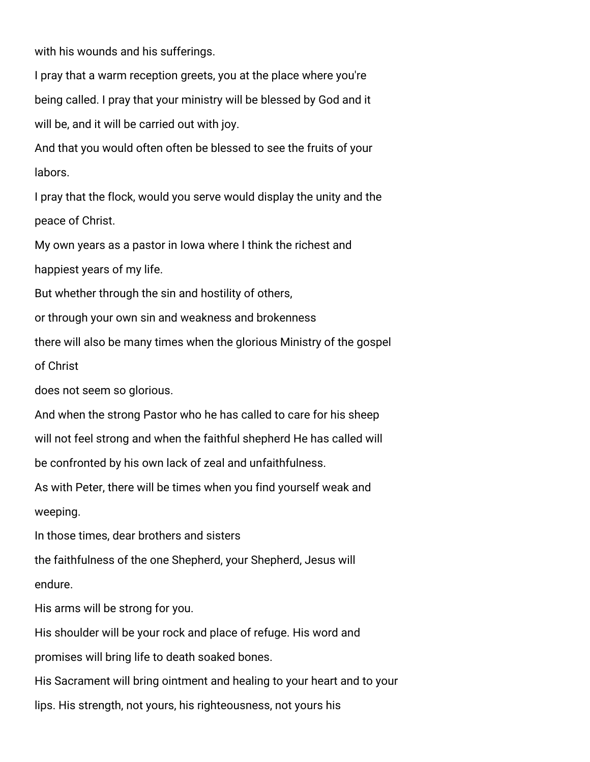with his wounds and his sufferings.

I pray that a warm reception greets, you at the place where you're being called. I pray that your ministry will be blessed by God and it will be, and it will be carried out with joy.

And that you would often often be blessed to see the fruits of your labors.

I pray that the flock, would you serve would display the unity and the peace of Christ.

My own years as a pastor in Iowa where I think the richest and happiest years of my life.

But whether through the sin and hostility of others,

or through your own sin and weakness and brokenness

there will also be many times when the glorious Ministry of the gospel of Christ

does not seem so glorious.

And when the strong Pastor who he has called to care for his sheep will not feel strong and when the faithful shepherd He has called will be confronted by his own lack of zeal and unfaithfulness.

As with Peter, there will be times when you find yourself weak and weeping.

In those times, dear brothers and sisters

the faithfulness of the one Shepherd, your Shepherd, Jesus will endure.

His arms will be strong for you.

His shoulder will be your rock and place of refuge. His word and promises will bring life to death soaked bones.

His Sacrament will bring ointment and healing to your heart and to your lips. His strength, not yours, his righteousness, not yours his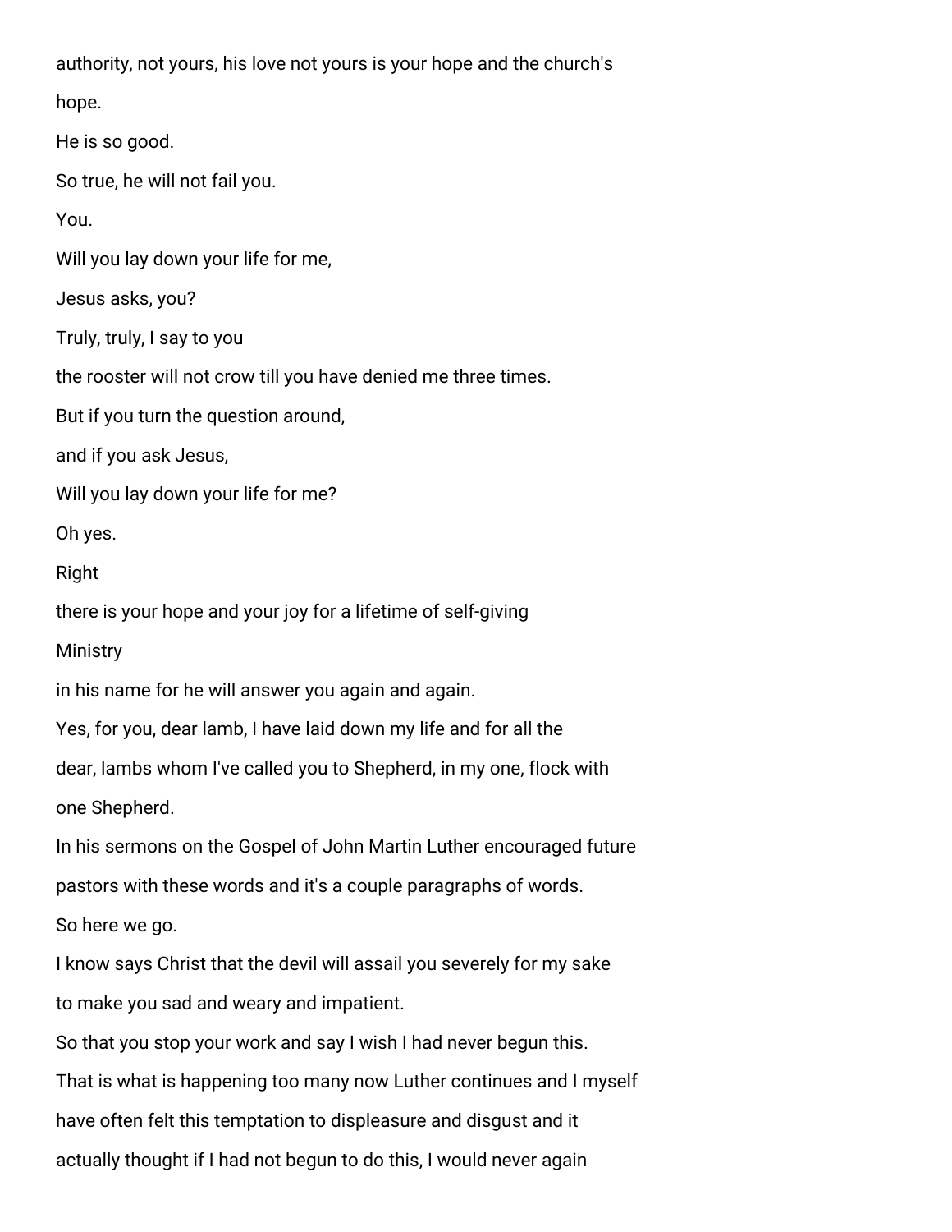authority, not yours, his love not yours is your hope and the church's

hope.

He is so good.

So true, he will not fail you.

You.

Will you lay down your life for me,

Jesus asks, you?

Truly, truly, I say to you

the rooster will not crow till you have denied me three times.

But if you turn the question around,

and if you ask Jesus,

Will you lay down your life for me?

Oh yes.

Right

there is your hope and your joy for a lifetime of self-giving

Ministry

in his name for he will answer you again and again.

Yes, for you, dear lamb, I have laid down my life and for all the

dear, lambs whom I've called you to Shepherd, in my one, flock with

one Shepherd.

In his sermons on the Gospel of John Martin Luther encouraged future

pastors with these words and it's a couple paragraphs of words.

So here we go.

I know says Christ that the devil will assail you severely for my sake

to make you sad and weary and impatient.

So that you stop your work and say I wish I had never begun this.

That is what is happening too many now Luther continues and I myself

have often felt this temptation to displeasure and disgust and it

actually thought if I had not begun to do this, I would never again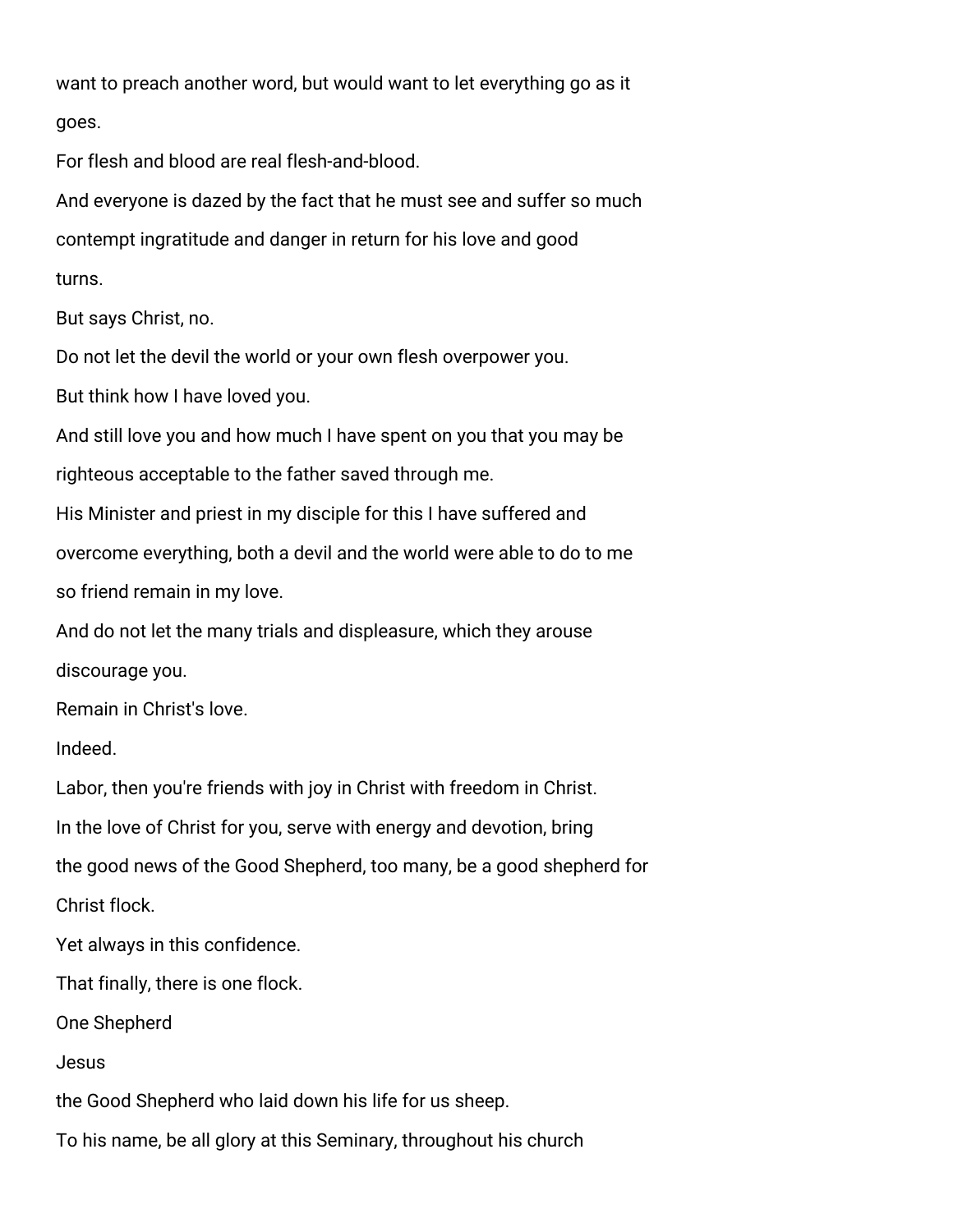want to preach another word, but would want to let everything go as it goes.

For flesh and blood are real flesh-and-blood.

And everyone is dazed by the fact that he must see and suffer so much contempt ingratitude and danger in return for his love and good turns.

But says Christ, no.

Do not let the devil the world or your own flesh overpower you.

But think how I have loved you.

And still love you and how much I have spent on you that you may be righteous acceptable to the father saved through me.

His Minister and priest in my disciple for this I have suffered and overcome everything, both a devil and the world were able to do to me so friend remain in my love.

And do not let the many trials and displeasure, which they arouse discourage you.

Remain in Christ's love.

Indeed.

Labor, then you're friends with joy in Christ with freedom in Christ.

In the love of Christ for you, serve with energy and devotion, bring the good news of the Good Shepherd, too many, be a good shepherd for Christ flock.

Yet always in this confidence.

That finally, there is one flock.

One Shepherd

Jesus

the Good Shepherd who laid down his life for us sheep.

To his name, be all glory at this Seminary, throughout his church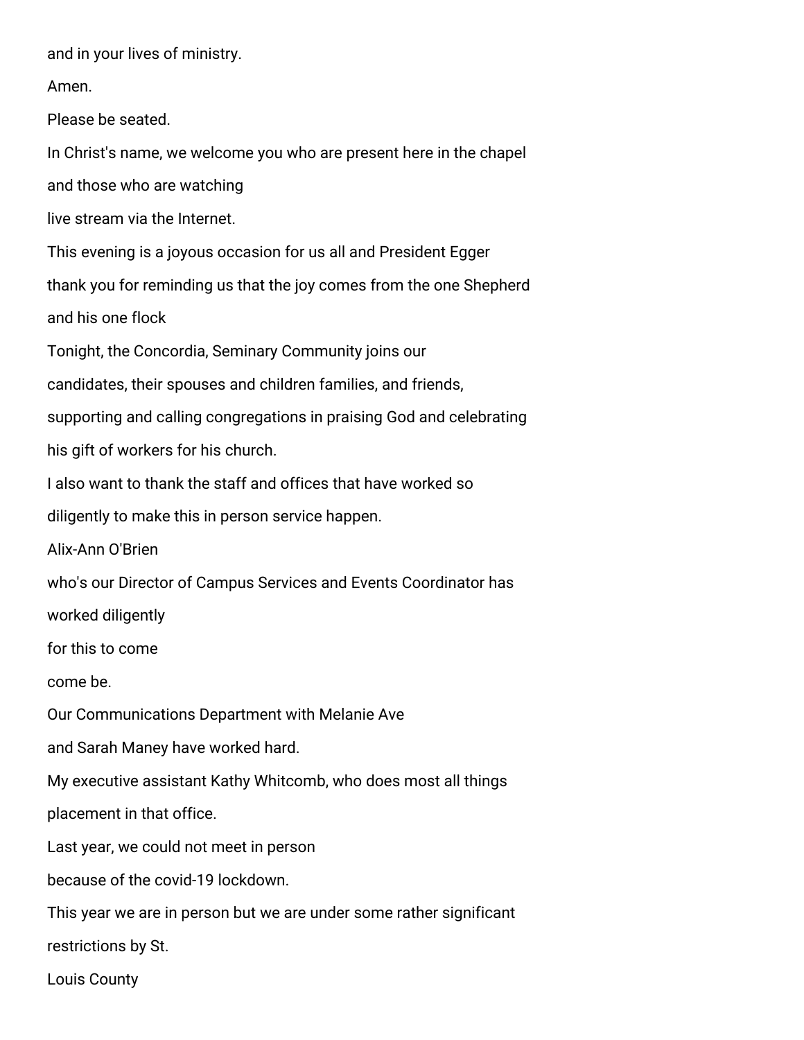and in your lives of ministry.

Amen.

Please be seated.

In Christ's name, we welcome you who are present here in the chapel

and those who are watching

live stream via the Internet.

This evening is a joyous occasion for us all and President Egger

thank you for reminding us that the joy comes from the one Shepherd

and his one flock

Tonight, the Concordia, Seminary Community joins our

candidates, their spouses and children families, and friends,

supporting and calling congregations in praising God and celebrating

his gift of workers for his church.

I also want to thank the staff and offices that have worked so

diligently to make this in person service happen.

Alix-Ann O'Brien

who's our Director of Campus Services and Events Coordinator has

worked diligently

for this to come

come be.

Our Communications Department with Melanie Ave

and Sarah Maney have worked hard.

My executive assistant Kathy Whitcomb, who does most all things

placement in that office.

Last year, we could not meet in person

because of the covid-19 lockdown.

This year we are in person but we are under some rather significant

restrictions by St.

Louis County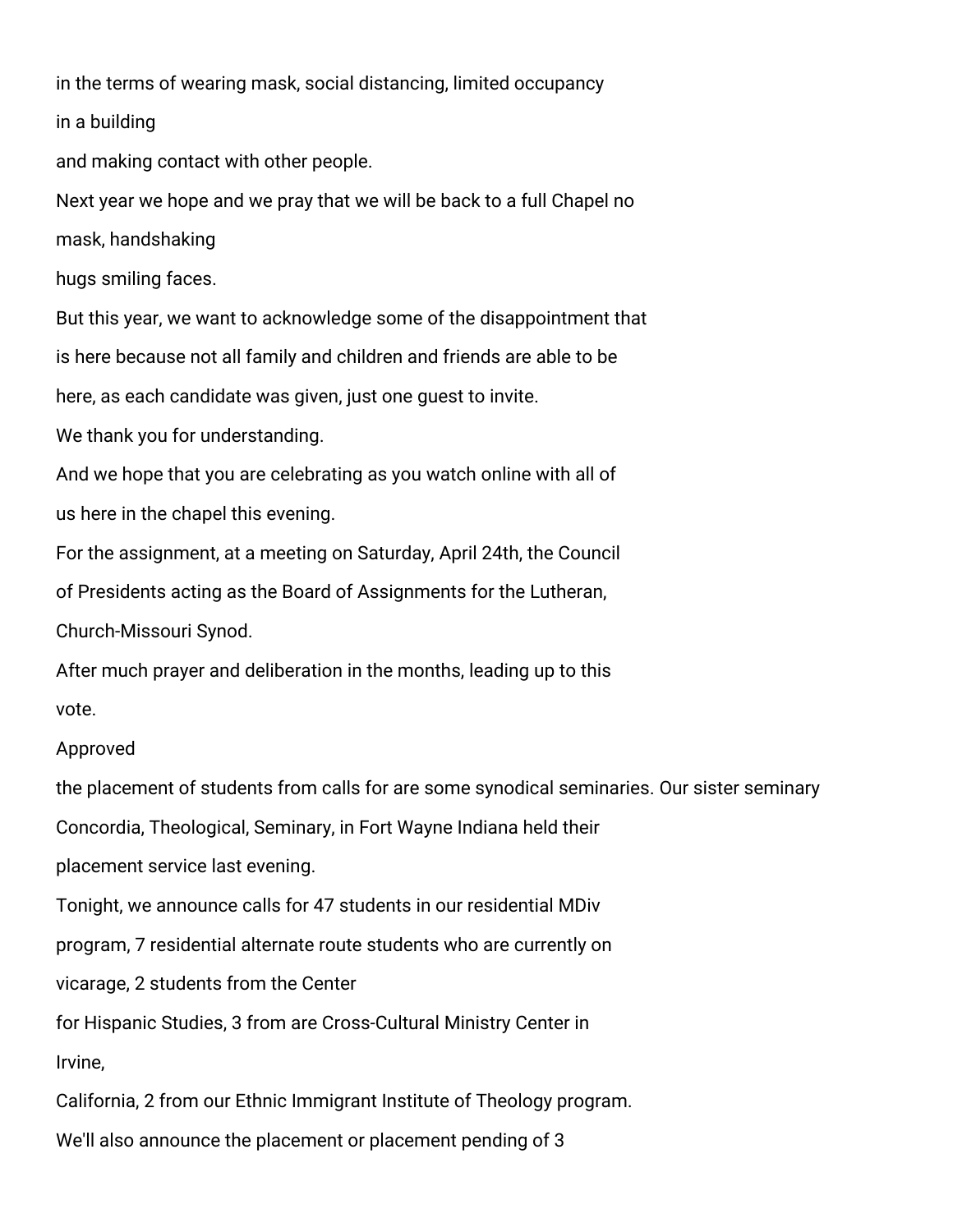in the terms of wearing mask, social distancing, limited occupancy

in a building

and making contact with other people.

Next year we hope and we pray that we will be back to a full Chapel no

mask, handshaking

hugs smiling faces.

But this year, we want to acknowledge some of the disappointment that

is here because not all family and children and friends are able to be

here, as each candidate was given, just one guest to invite.

We thank you for understanding.

And we hope that you are celebrating as you watch online with all of

us here in the chapel this evening.

For the assignment, at a meeting on Saturday, April 24th, the Council

of Presidents acting as the Board of Assignments for the Lutheran,

Church-Missouri Synod.

After much prayer and deliberation in the months, leading up to this

vote.

Approved

the placement of students from calls for are some synodical seminaries. Our sister seminary

Concordia, Theological, Seminary, in Fort Wayne Indiana held their

placement service last evening.

Tonight, we announce calls for 47 students in our residential MDiv

program, 7 residential alternate route students who are currently on

vicarage, 2 students from the Center

for Hispanic Studies, 3 from are Cross-Cultural Ministry Center in

Irvine,

California, 2 from our Ethnic Immigrant Institute of Theology program.

We'll also announce the placement or placement pending of 3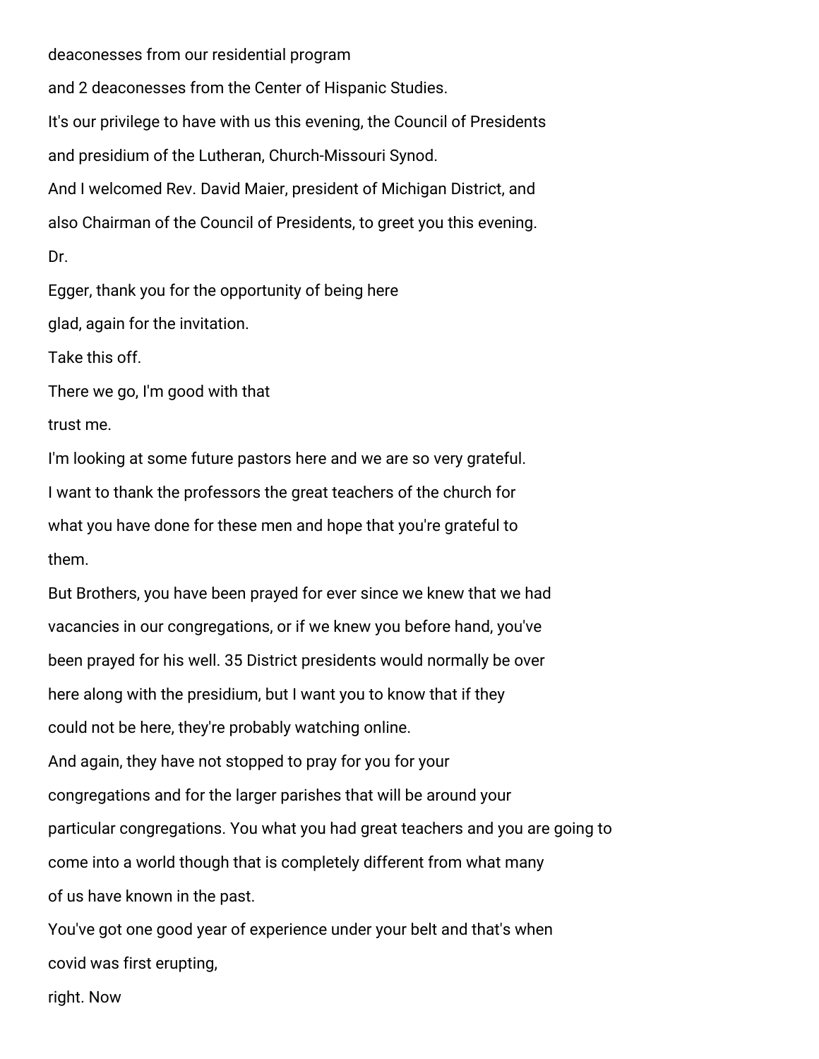deaconesses from our residential program

and 2 deaconesses from the Center of Hispanic Studies.

It's our privilege to have with us this evening, the Council of Presidents

and presidium of the Lutheran, Church-Missouri Synod.

And I welcomed Rev. David Maier, president of Michigan District, and

also Chairman of the Council of Presidents, to greet you this evening.

Dr.

Egger, thank you for the opportunity of being here

glad, again for the invitation.

Take this off.

There we go, I'm good with that

trust me.

I'm looking at some future pastors here and we are so very grateful.

I want to thank the professors the great teachers of the church for

what you have done for these men and hope that you're grateful to

them.

But Brothers, you have been prayed for ever since we knew that we had

vacancies in our congregations, or if we knew you before hand, you've

been prayed for his well. 35 District presidents would normally be over

here along with the presidium, but I want you to know that if they

could not be here, they're probably watching online.

And again, they have not stopped to pray for you for your

congregations and for the larger parishes that will be around your

particular congregations. You what you had great teachers and you are going to

come into a world though that is completely different from what many

of us have known in the past.

You've got one good year of experience under your belt and that's when

covid was first erupting,

right. Now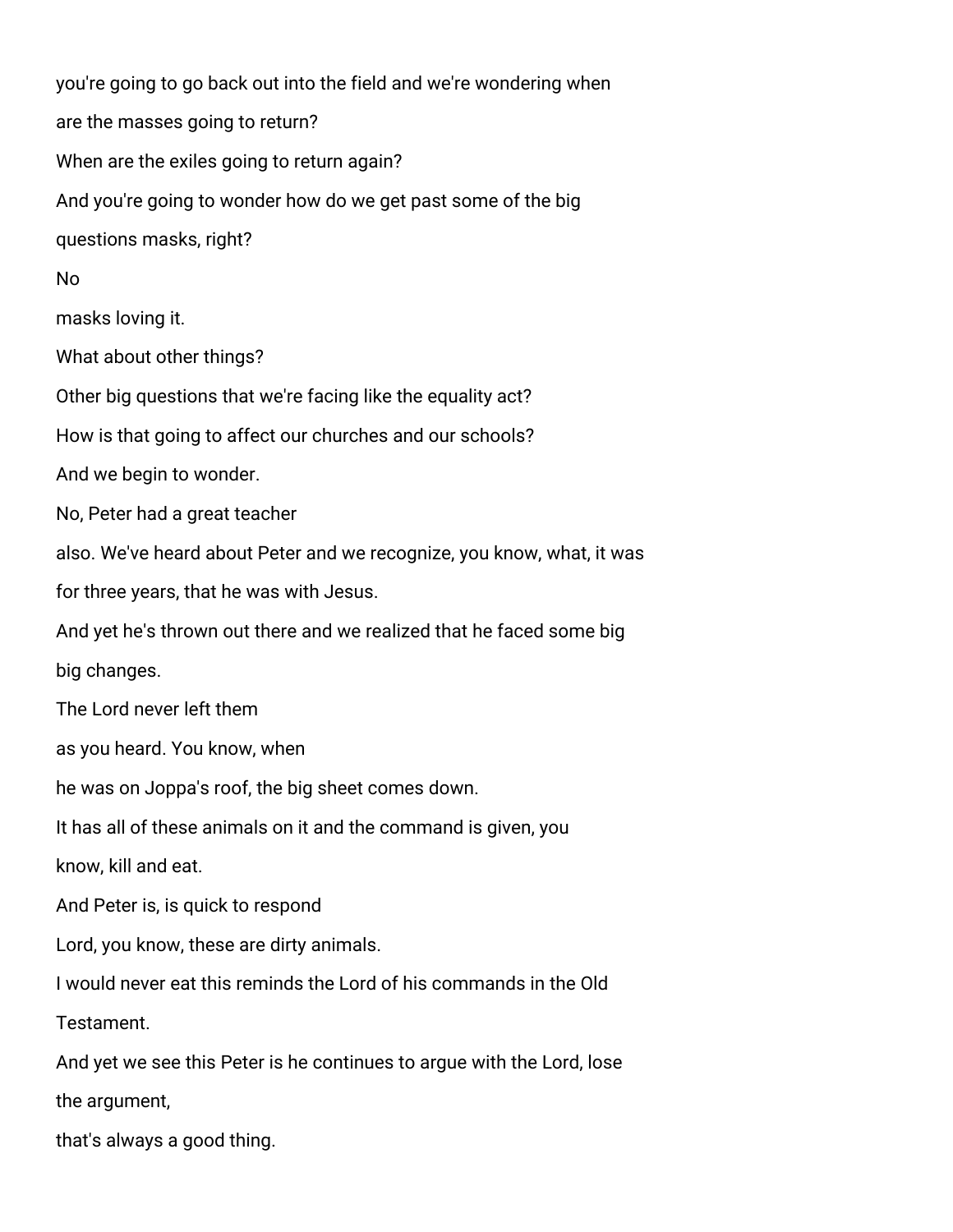you're going to go back out into the field and we're wondering when

are the masses going to return?

When are the exiles going to return again?

And you're going to wonder how do we get past some of the big

questions masks, right?

No

masks loving it.

What about other things?

Other big questions that we're facing like the equality act?

How is that going to affect our churches and our schools?

And we begin to wonder.

No, Peter had a great teacher

also. We've heard about Peter and we recognize, you know, what, it was

for three years, that he was with Jesus.

And yet he's thrown out there and we realized that he faced some big

big changes.

The Lord never left them

as you heard. You know, when

he was on Joppa's roof, the big sheet comes down.

It has all of these animals on it and the command is given, you

know, kill and eat.

And Peter is, is quick to respond

Lord, you know, these are dirty animals.

I would never eat this reminds the Lord of his commands in the Old

Testament.

And yet we see this Peter is he continues to argue with the Lord, lose

the argument,

that's always a good thing.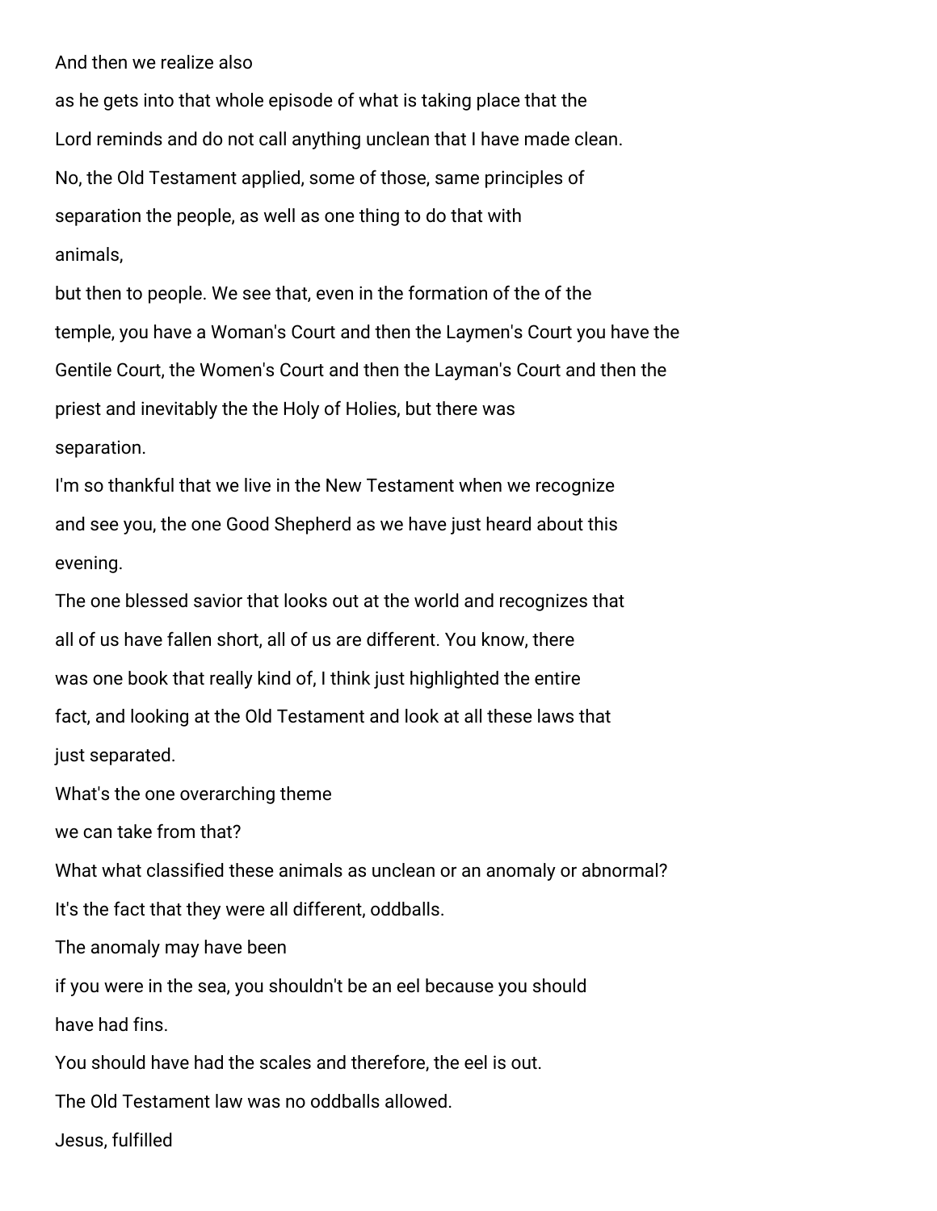And then we realize also

as he gets into that whole episode of what is taking place that the

Lord reminds and do not call anything unclean that I have made clean.

No, the Old Testament applied, some of those, same principles of

separation the people, as well as one thing to do that with

animals,

but then to people. We see that, even in the formation of the of the

temple, you have a Woman's Court and then the Laymen's Court you have the

Gentile Court, the Women's Court and then the Layman's Court and then the

priest and inevitably the the Holy of Holies, but there was

separation.

I'm so thankful that we live in the New Testament when we recognize

and see you, the one Good Shepherd as we have just heard about this

evening.

The one blessed savior that looks out at the world and recognizes that

all of us have fallen short, all of us are different. You know, there

was one book that really kind of, I think just highlighted the entire

fact, and looking at the Old Testament and look at all these laws that

just separated.

What's the one overarching theme

we can take from that?

What what classified these animals as unclean or an anomaly or abnormal?

It's the fact that they were all different, oddballs.

The anomaly may have been

if you were in the sea, you shouldn't be an eel because you should

have had fins.

You should have had the scales and therefore, the eel is out.

The Old Testament law was no oddballs allowed.

Jesus, fulfilled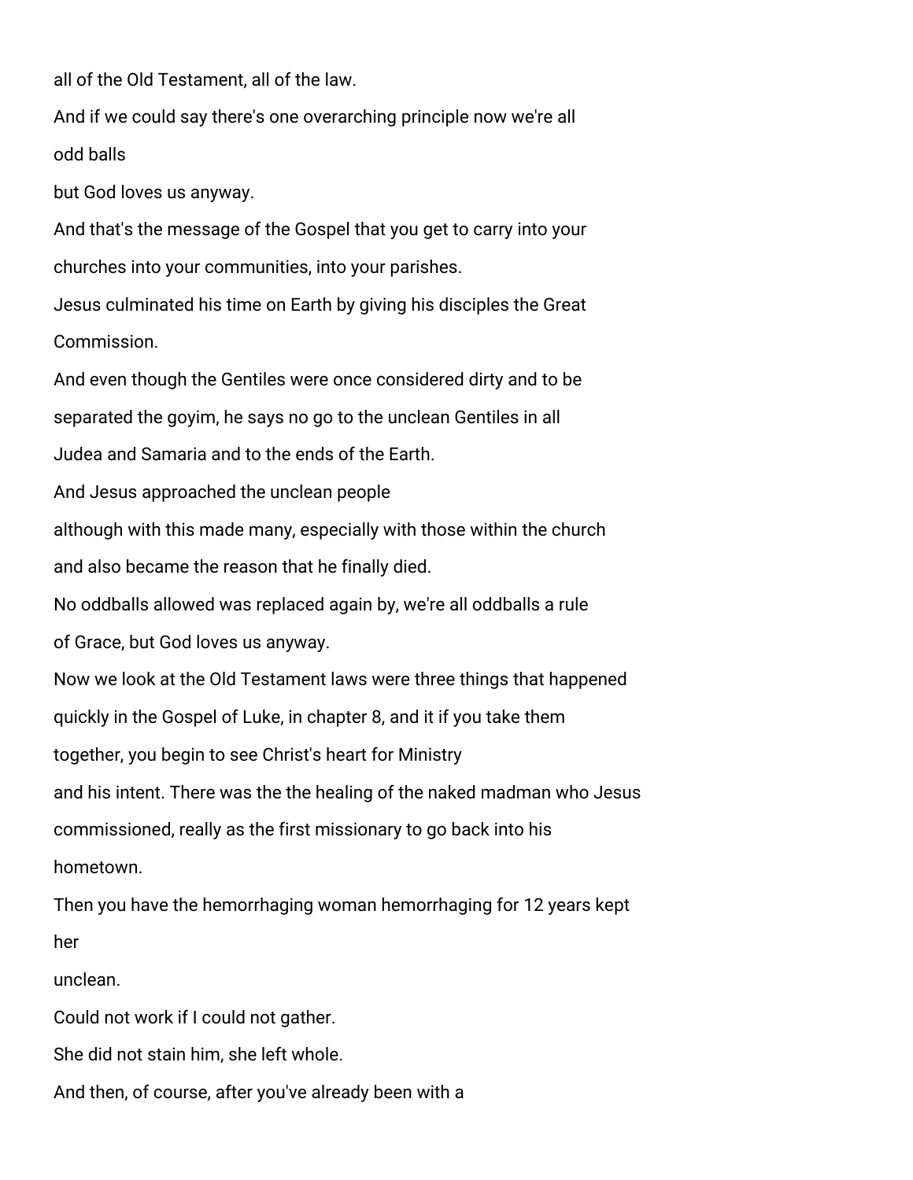all of the Old Testament, all of the law.

And if we could say there's one overarching principle now we're all

odd balls

but God loves us anyway.

And that's the message of the Gospel that you get to carry into your

churches into your communities, into your parishes.

Jesus culminated his time on Earth by giving his disciples the Great

Commission.

And even though the Gentiles were once considered dirty and to be

separated the goyim, he says no go to the unclean Gentiles in all

Judea and Samaria and to the ends of the Earth.

And Jesus approached the unclean people

although with this made many, especially with those within the church

and also became the reason that he finally died.

No oddballs allowed was replaced again by, we're all oddballs a rule

of Grace, but God loves us anyway.

Now we look at the Old Testament laws were three things that happened

quickly in the Gospel of Luke, in chapter 8, and it if you take them

together, you begin to see Christ's heart for Ministry

and his intent. There was the the healing of the naked madman who Jesus

commissioned, really as the first missionary to go back into his

hometown.

Then you have the hemorrhaging woman hemorrhaging for 12 years kept

her

unclean.

Could not work if I could not gather.

She did not stain him, she left whole.

And then, of course, after you've already been with a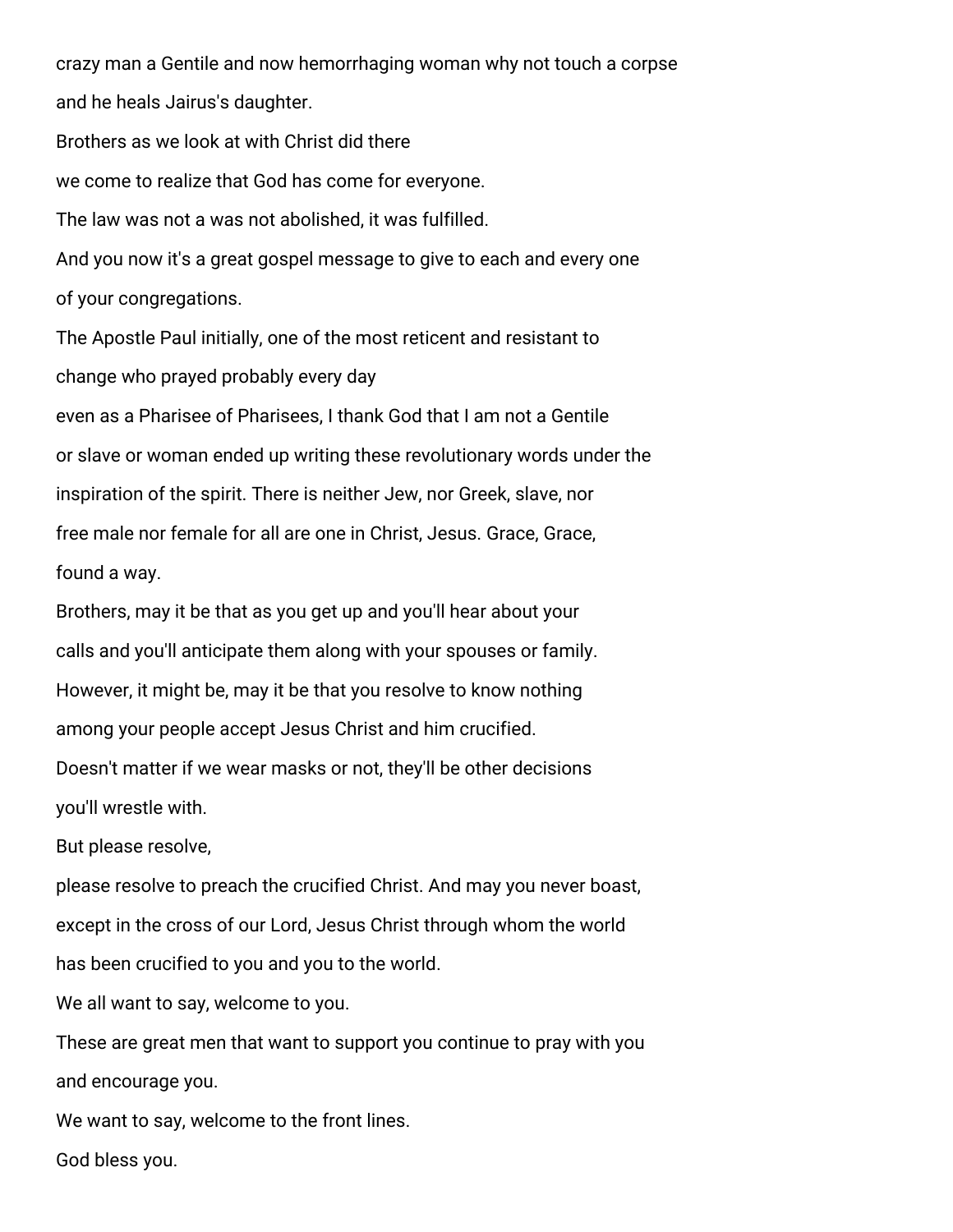crazy man a Gentile and now hemorrhaging woman why not touch a corpse

and he heals Jairus's daughter.

Brothers as we look at with Christ did there

we come to realize that God has come for everyone.

The law was not a was not abolished, it was fulfilled.

And you now it's a great gospel message to give to each and every one

of your congregations.

The Apostle Paul initially, one of the most reticent and resistant to

change who prayed probably every day

even as a Pharisee of Pharisees, I thank God that I am not a Gentile

or slave or woman ended up writing these revolutionary words under the

inspiration of the spirit. There is neither Jew, nor Greek, slave, nor

free male nor female for all are one in Christ, Jesus. Grace, Grace,

found a way.

Brothers, may it be that as you get up and you'll hear about your

calls and you'll anticipate them along with your spouses or family.

However, it might be, may it be that you resolve to know nothing

among your people accept Jesus Christ and him crucified.

Doesn't matter if we wear masks or not, they'll be other decisions

you'll wrestle with.

But please resolve,

please resolve to preach the crucified Christ. And may you never boast,

except in the cross of our Lord, Jesus Christ through whom the world

has been crucified to you and you to the world.

We all want to say, welcome to you.

These are great men that want to support you continue to pray with you

and encourage you.

We want to say, welcome to the front lines.

God bless you.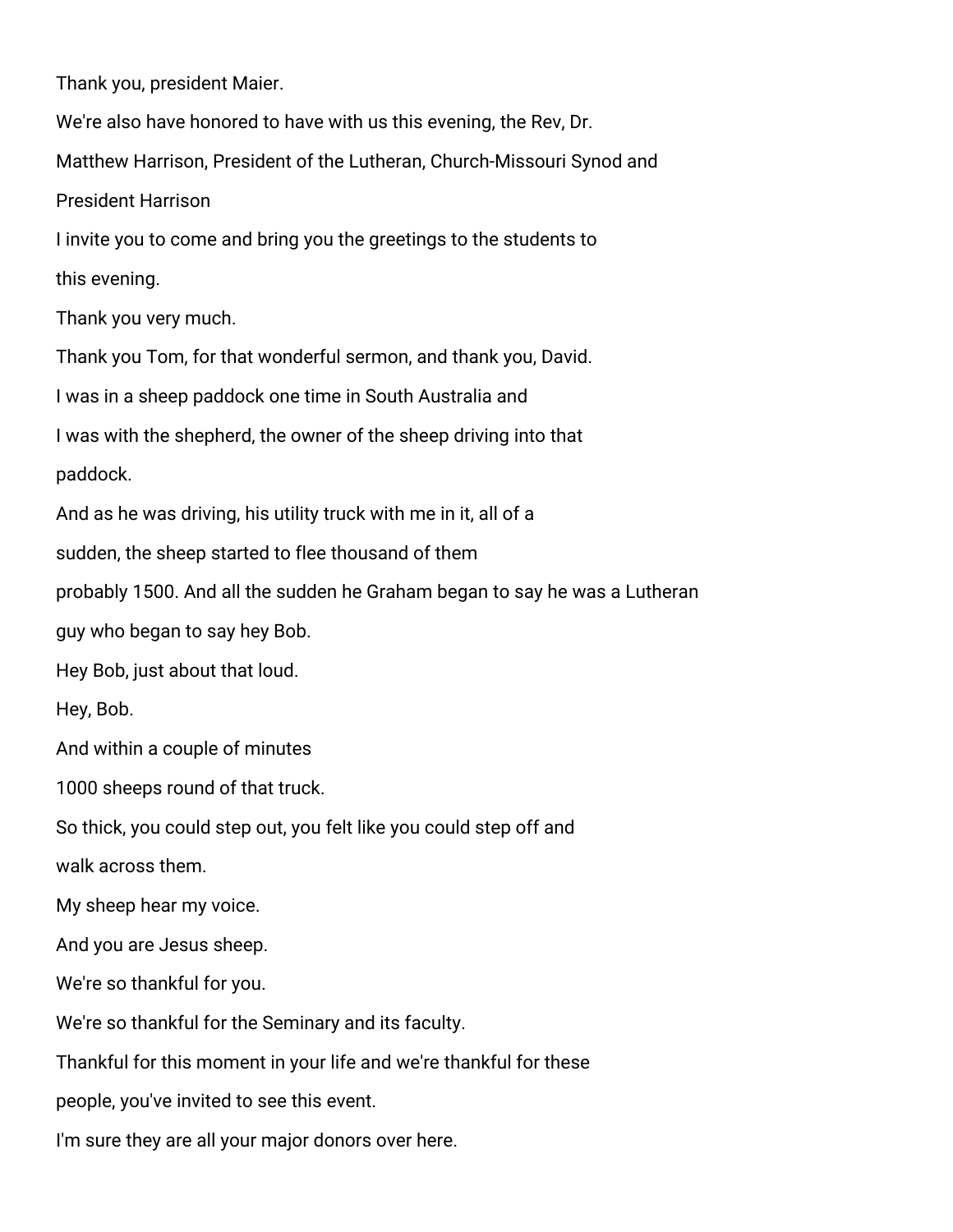Thank you, president Maier.

We're also have honored to have with us this evening, the Rev, Dr.

Matthew Harrison, President of the Lutheran, Church-Missouri Synod and

President Harrison

I invite you to come and bring you the greetings to the students to

this evening.

Thank you very much.

Thank you Tom, for that wonderful sermon, and thank you, David.

I was in a sheep paddock one time in South Australia and

I was with the shepherd, the owner of the sheep driving into that

paddock.

And as he was driving, his utility truck with me in it, all of a

sudden, the sheep started to flee thousand of them

probably 1500. And all the sudden he Graham began to say he was a Lutheran

guy who began to say hey Bob.

Hey Bob, just about that loud.

Hey, Bob.

And within a couple of minutes

1000 sheeps round of that truck.

So thick, you could step out, you felt like you could step off and

walk across them.

My sheep hear my voice.

And you are Jesus sheep.

We're so thankful for you.

We're so thankful for the Seminary and its faculty.

Thankful for this moment in your life and we're thankful for these

people, you've invited to see this event.

I'm sure they are all your major donors over here.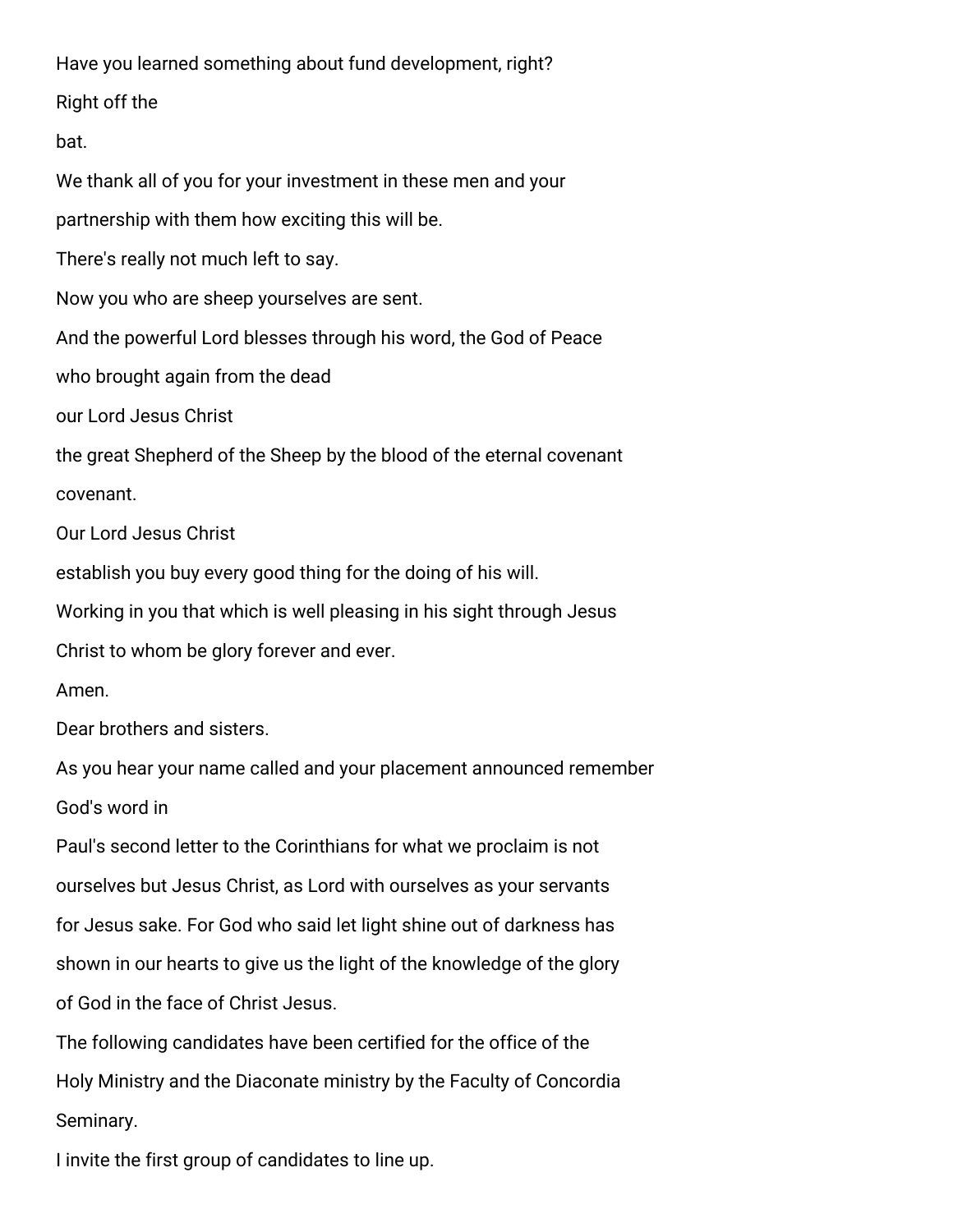Have you learned something about fund development, right?

Right off the

bat.

We thank all of you for your investment in these men and your

partnership with them how exciting this will be.

There's really not much left to say.

Now you who are sheep yourselves are sent.

And the powerful Lord blesses through his word, the God of Peace

who brought again from the dead

our Lord Jesus Christ

the great Shepherd of the Sheep by the blood of the eternal covenant

covenant.

Our Lord Jesus Christ

establish you buy every good thing for the doing of his will.

Working in you that which is well pleasing in his sight through Jesus

Christ to whom be glory forever and ever.

Amen.

Dear brothers and sisters.

As you hear your name called and your placement announced remember

God's word in

Paul's second letter to the Corinthians for what we proclaim is not

ourselves but Jesus Christ, as Lord with ourselves as your servants

for Jesus sake. For God who said let light shine out of darkness has

shown in our hearts to give us the light of the knowledge of the glory

of God in the face of Christ Jesus.

The following candidates have been certified for the office of the

Holy Ministry and the Diaconate ministry by the Faculty of Concordia

Seminary.

I invite the first group of candidates to line up.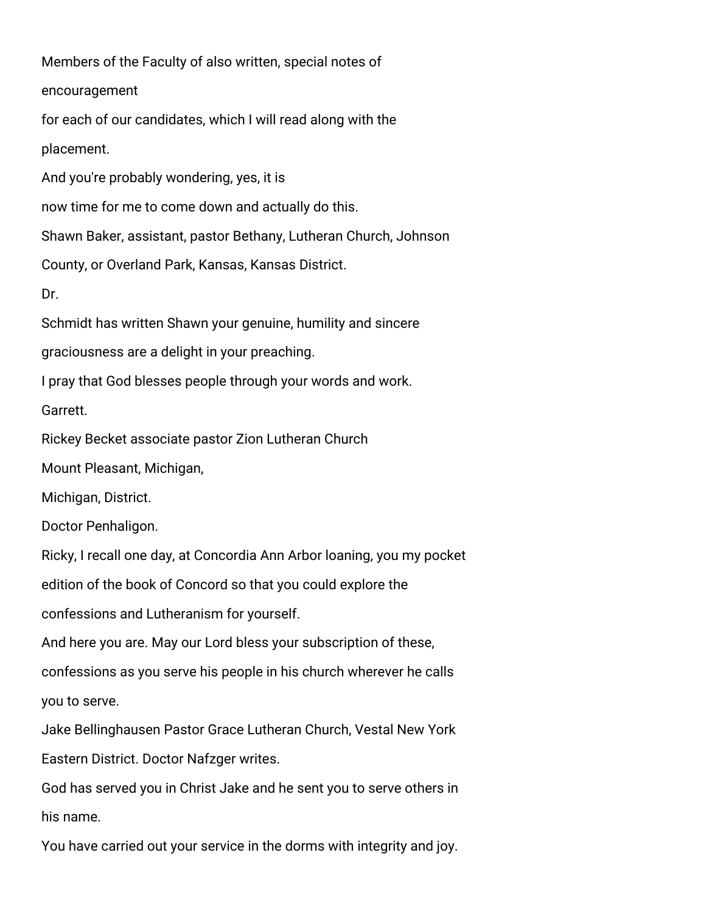Members of the Faculty of also written, special notes of

encouragement

for each of our candidates, which I will read along with the

placement.

And you're probably wondering, yes, it is

now time for me to come down and actually do this.

Shawn Baker, assistant, pastor Bethany, Lutheran Church, Johnson

County, or Overland Park, Kansas, Kansas District.

Dr.

Schmidt has written Shawn your genuine, humility and sincere

graciousness are a delight in your preaching.

I pray that God blesses people through your words and work.

Garrett.

Rickey Becket associate pastor Zion Lutheran Church

Mount Pleasant, Michigan,

Michigan, District.

Doctor Penhaligon.

Ricky, I recall one day, at Concordia Ann Arbor loaning, you my pocket

edition of the book of Concord so that you could explore the

confessions and Lutheranism for yourself.

And here you are. May our Lord bless your subscription of these,

confessions as you serve his people in his church wherever he calls

you to serve.

Jake Bellinghausen Pastor Grace Lutheran Church, Vestal New York

Eastern District. Doctor Nafzger writes.

God has served you in Christ Jake and he sent you to serve others in

his name.

You have carried out your service in the dorms with integrity and joy.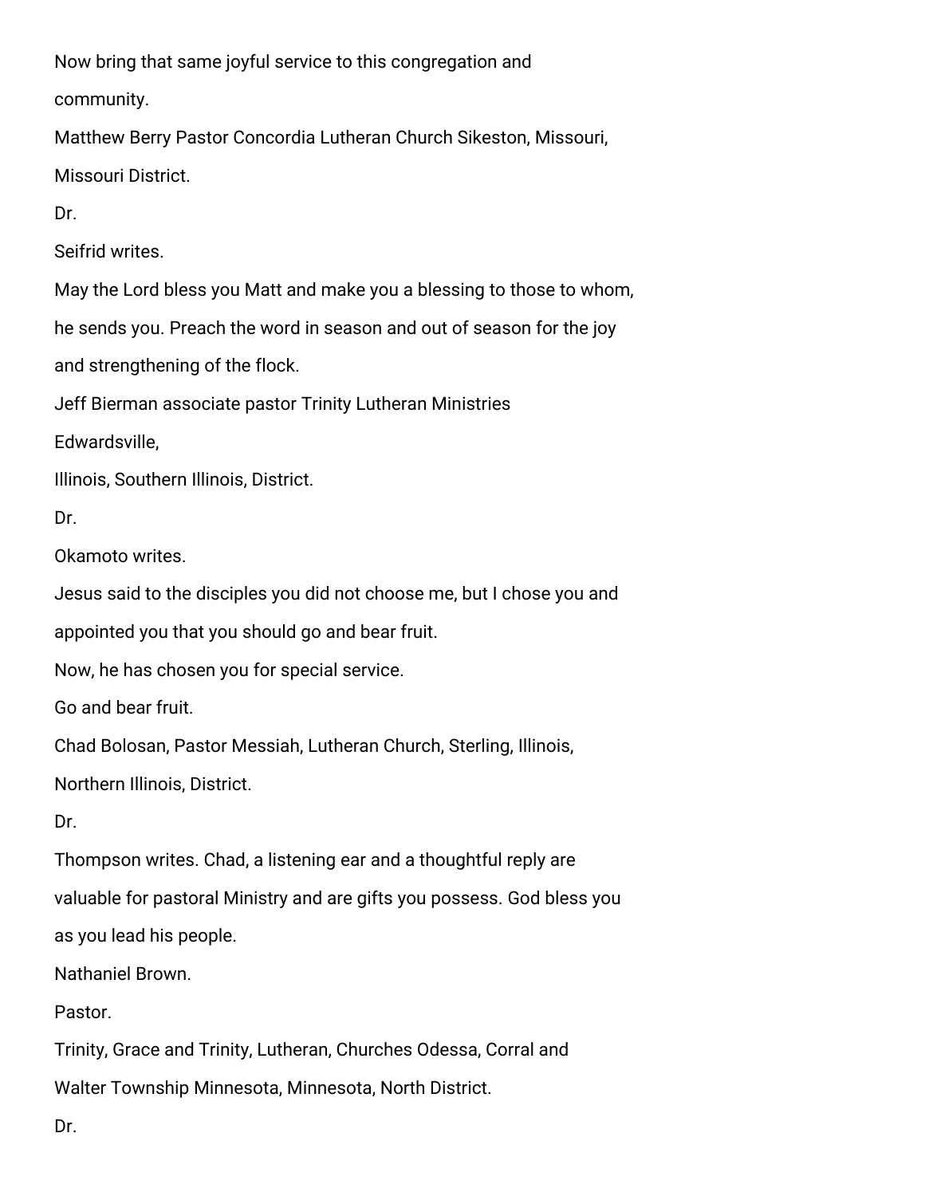Now bring that same joyful service to this congregation and

community.

Matthew Berry Pastor Concordia Lutheran Church Sikeston, Missouri,

Missouri District.

Dr.

Seifrid writes.

May the Lord bless you Matt and make you a blessing to those to whom,

he sends you. Preach the word in season and out of season for the joy

and strengthening of the flock.

Jeff Bierman associate pastor Trinity Lutheran Ministries

Edwardsville,

Illinois, Southern Illinois, District.

Dr.

Okamoto writes.

Jesus said to the disciples you did not choose me, but I chose you and

appointed you that you should go and bear fruit.

Now, he has chosen you for special service.

Go and bear fruit.

Chad Bolosan, Pastor Messiah, Lutheran Church, Sterling, Illinois,

Northern Illinois, District.

Dr.

Thompson writes. Chad, a listening ear and a thoughtful reply are

valuable for pastoral Ministry and are gifts you possess. God bless you

as you lead his people.

Nathaniel Brown.

Pastor.

Trinity, Grace and Trinity, Lutheran, Churches Odessa, Corral and

Walter Township Minnesota, Minnesota, North District.

Dr.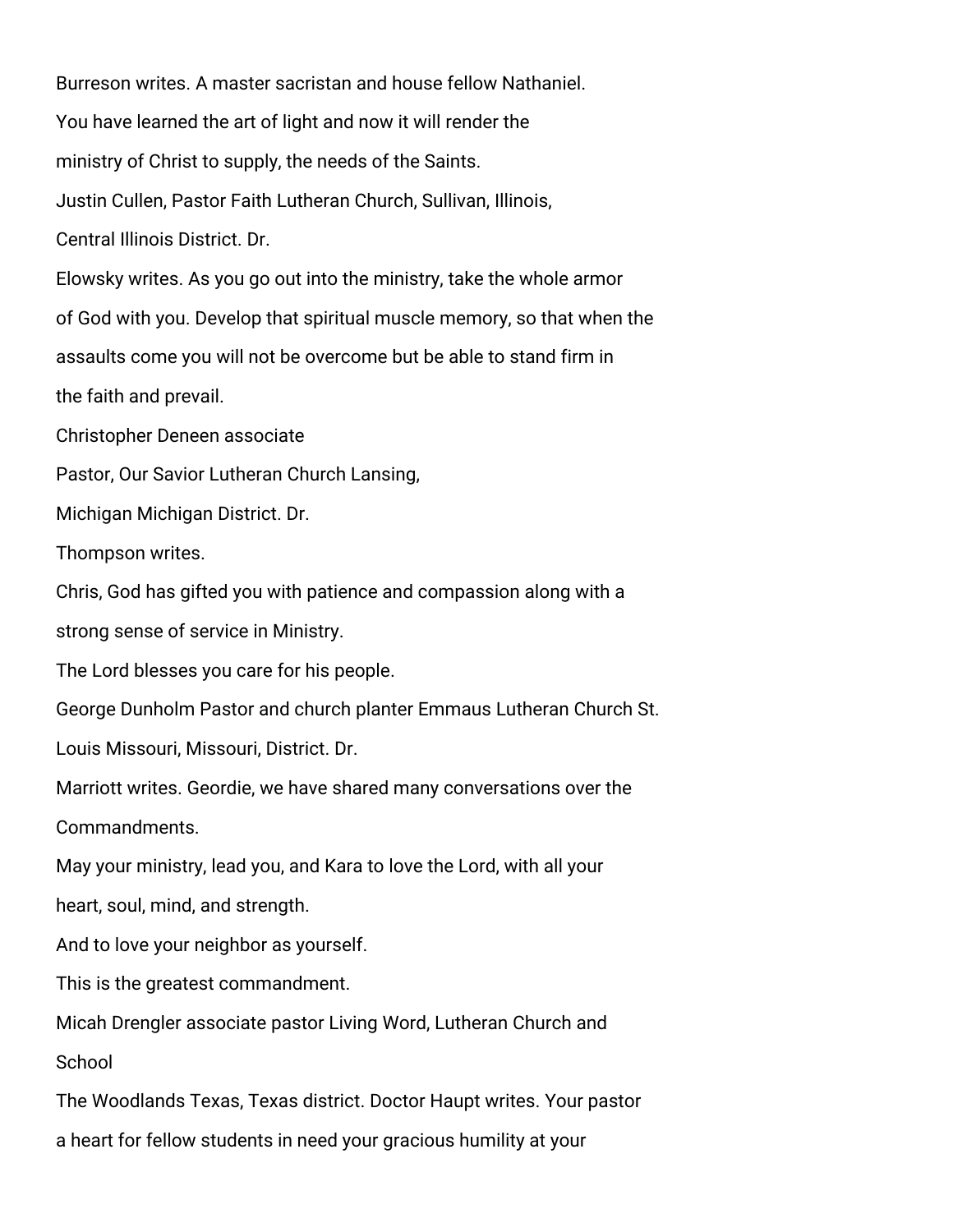Burreson writes. A master sacristan and house fellow Nathaniel.

You have learned the art of light and now it will render the

ministry of Christ to supply, the needs of the Saints.

Justin Cullen, Pastor Faith Lutheran Church, Sullivan, Illinois,

Central Illinois District. Dr.

Elowsky writes. As you go out into the ministry, take the whole armor

of God with you. Develop that spiritual muscle memory, so that when the

assaults come you will not be overcome but be able to stand firm in

the faith and prevail.

Christopher Deneen associate

Pastor, Our Savior Lutheran Church Lansing,

Michigan Michigan District. Dr.

Thompson writes.

Chris, God has gifted you with patience and compassion along with a

strong sense of service in Ministry.

The Lord blesses you care for his people.

George Dunholm Pastor and church planter Emmaus Lutheran Church St.

Louis Missouri, Missouri, District. Dr.

Marriott writes. Geordie, we have shared many conversations over the

Commandments.

May your ministry, lead you, and Kara to love the Lord, with all your

heart, soul, mind, and strength.

And to love your neighbor as yourself.

This is the greatest commandment.

Micah Drengler associate pastor Living Word, Lutheran Church and

School

The Woodlands Texas, Texas district. Doctor Haupt writes. Your pastor

a heart for fellow students in need your gracious humility at your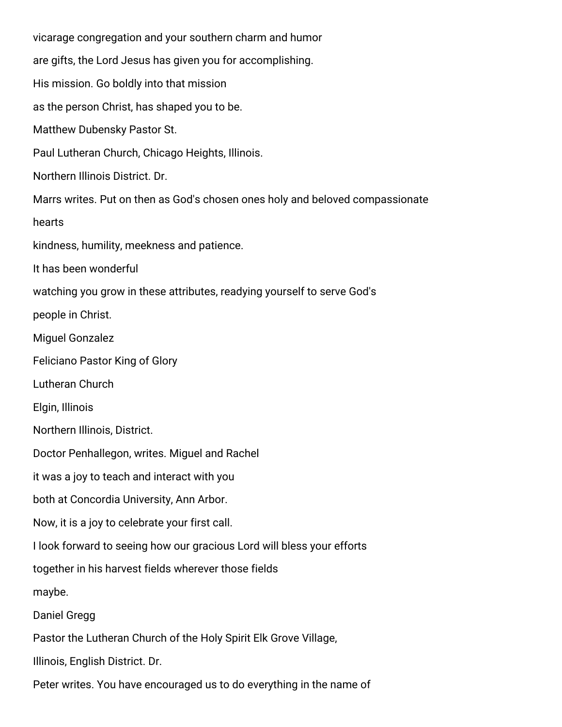vicarage congregation and your southern charm and humor

are gifts, the Lord Jesus has given you for accomplishing.

His mission. Go boldly into that mission

as the person Christ, has shaped you to be.

Matthew Dubensky Pastor St.

Paul Lutheran Church, Chicago Heights, Illinois.

Northern Illinois District. Dr.

Marrs writes. Put on then as God's chosen ones holy and beloved compassionate

hearts

kindness, humility, meekness and patience.

It has been wonderful

watching you grow in these attributes, readying yourself to serve God's

people in Christ.

Miguel Gonzalez

Feliciano Pastor King of Glory

Lutheran Church

Elgin, Illinois

Northern Illinois, District.

Doctor Penhallegon, writes. Miguel and Rachel

it was a joy to teach and interact with you

both at Concordia University, Ann Arbor.

Now, it is a joy to celebrate your first call.

I look forward to seeing how our gracious Lord will bless your efforts

together in his harvest fields wherever those fields

maybe.

Daniel Gregg

Pastor the Lutheran Church of the Holy Spirit Elk Grove Village,

Illinois, English District. Dr.

Peter writes. You have encouraged us to do everything in the name of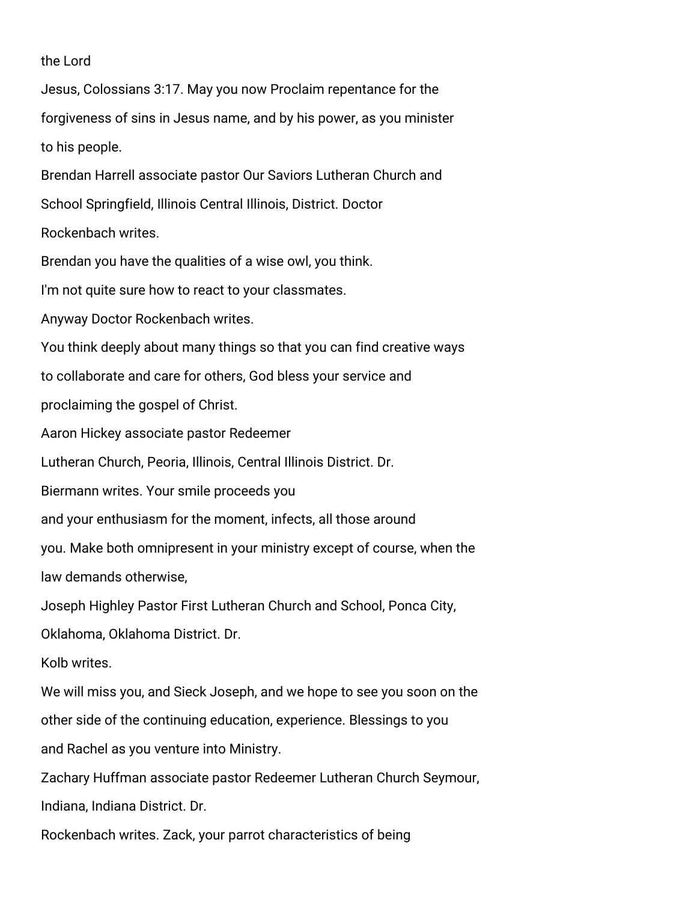the Lord

Jesus, Colossians 3:17. May you now Proclaim repentance for the

forgiveness of sins in Jesus name, and by his power, as you minister

to his people.

Brendan Harrell associate pastor Our Saviors Lutheran Church and

School Springfield, Illinois Central Illinois, District. Doctor

Rockenbach writes.

Brendan you have the qualities of a wise owl, you think.

I'm not quite sure how to react to your classmates.

Anyway Doctor Rockenbach writes.

You think deeply about many things so that you can find creative ways

to collaborate and care for others, God bless your service and

proclaiming the gospel of Christ.

Aaron Hickey associate pastor Redeemer

Lutheran Church, Peoria, Illinois, Central Illinois District. Dr.

Biermann writes. Your smile proceeds you

and your enthusiasm for the moment, infects, all those around

you. Make both omnipresent in your ministry except of course, when the

law demands otherwise,

Joseph Highley Pastor First Lutheran Church and School, Ponca City,

Oklahoma, Oklahoma District. Dr.

Kolb writes.

We will miss you, and Sieck Joseph, and we hope to see you soon on the

other side of the continuing education, experience. Blessings to you

and Rachel as you venture into Ministry.

Zachary Huffman associate pastor Redeemer Lutheran Church Seymour,

Indiana, Indiana District. Dr.

Rockenbach writes. Zack, your parrot characteristics of being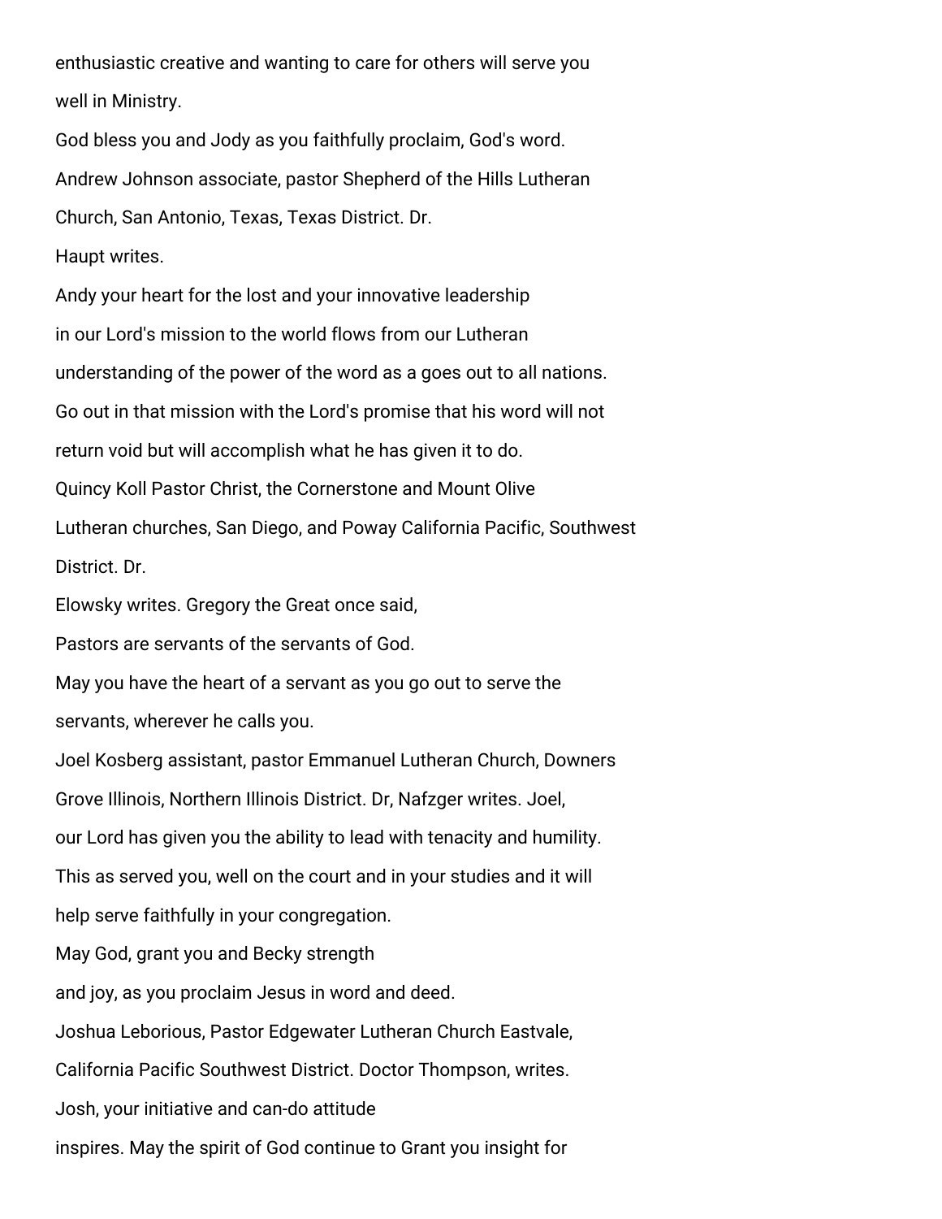enthusiastic creative and wanting to care for others will serve you

well in Ministry.

God bless you and Jody as you faithfully proclaim, God's word.

Andrew Johnson associate, pastor Shepherd of the Hills Lutheran

Church, San Antonio, Texas, Texas District. Dr.

Haupt writes.

Andy your heart for the lost and your innovative leadership

in our Lord's mission to the world flows from our Lutheran

understanding of the power of the word as a goes out to all nations.

Go out in that mission with the Lord's promise that his word will not

return void but will accomplish what he has given it to do.

Quincy Koll Pastor Christ, the Cornerstone and Mount Olive

Lutheran churches, San Diego, and Poway California Pacific, Southwest

District. Dr.

Elowsky writes. Gregory the Great once said,

Pastors are servants of the servants of God.

May you have the heart of a servant as you go out to serve the

servants, wherever he calls you.

Joel Kosberg assistant, pastor Emmanuel Lutheran Church, Downers

Grove Illinois, Northern Illinois District. Dr, Nafzger writes. Joel,

our Lord has given you the ability to lead with tenacity and humility.

This as served you, well on the court and in your studies and it will

help serve faithfully in your congregation.

May God, grant you and Becky strength

and joy, as you proclaim Jesus in word and deed.

Joshua Leborious, Pastor Edgewater Lutheran Church Eastvale,

California Pacific Southwest District. Doctor Thompson, writes.

Josh, your initiative and can-do attitude

inspires. May the spirit of God continue to Grant you insight for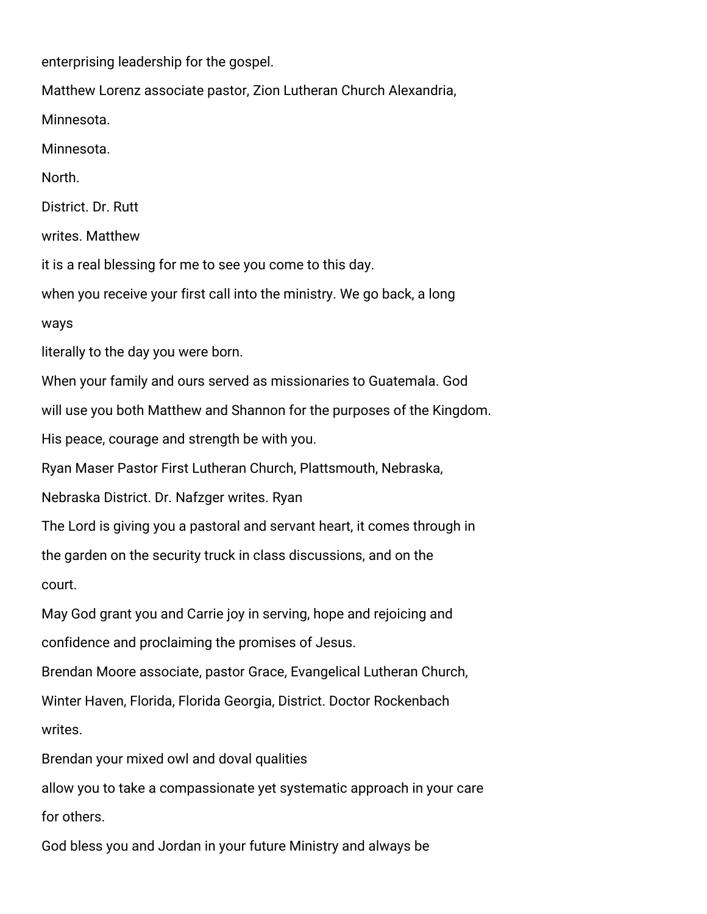enterprising leadership for the gospel.

Matthew Lorenz associate pastor, Zion Lutheran Church Alexandria,

Minnesota.

Minnesota.

North.

District. Dr. Rutt

writes. Matthew

it is a real blessing for me to see you come to this day.

when you receive your first call into the ministry. We go back, a long

ways

literally to the day you were born.

When your family and ours served as missionaries to Guatemala. God

will use you both Matthew and Shannon for the purposes of the Kingdom.

His peace, courage and strength be with you.

Ryan Maser Pastor First Lutheran Church, Plattsmouth, Nebraska,

Nebraska District. Dr. Nafzger writes. Ryan

The Lord is giving you a pastoral and servant heart, it comes through in

the garden on the security truck in class discussions, and on the

court.

May God grant you and Carrie joy in serving, hope and rejoicing and

confidence and proclaiming the promises of Jesus.

Brendan Moore associate, pastor Grace, Evangelical Lutheran Church,

Winter Haven, Florida, Florida Georgia, District. Doctor Rockenbach

writes.

Brendan your mixed owl and doval qualities

allow you to take a compassionate yet systematic approach in your care

for others.

God bless you and Jordan in your future Ministry and always be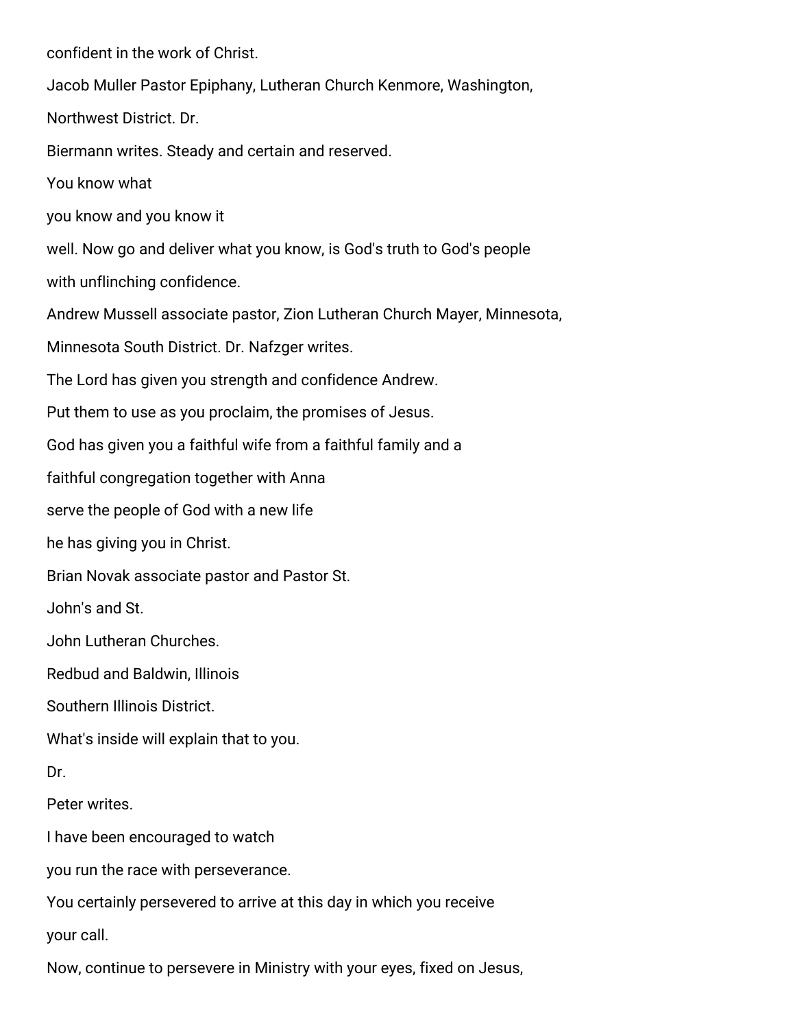confident in the work of Christ.

Jacob Muller Pastor Epiphany, Lutheran Church Kenmore, Washington,

Northwest District. Dr.

Biermann writes. Steady and certain and reserved.

You know what

you know and you know it

well. Now go and deliver what you know, is God's truth to God's people

with unflinching confidence.

Andrew Mussell associate pastor, Zion Lutheran Church Mayer, Minnesota,

Minnesota South District. Dr. Nafzger writes.

The Lord has given you strength and confidence Andrew.

Put them to use as you proclaim, the promises of Jesus.

God has given you a faithful wife from a faithful family and a

faithful congregation together with Anna

serve the people of God with a new life

he has giving you in Christ.

Brian Novak associate pastor and Pastor St.

John's and St.

John Lutheran Churches.

Redbud and Baldwin, Illinois

Southern Illinois District.

What's inside will explain that to you.

Dr.

Peter writes.

I have been encouraged to watch

you run the race with perseverance.

You certainly persevered to arrive at this day in which you receive

your call.

Now, continue to persevere in Ministry with your eyes, fixed on Jesus,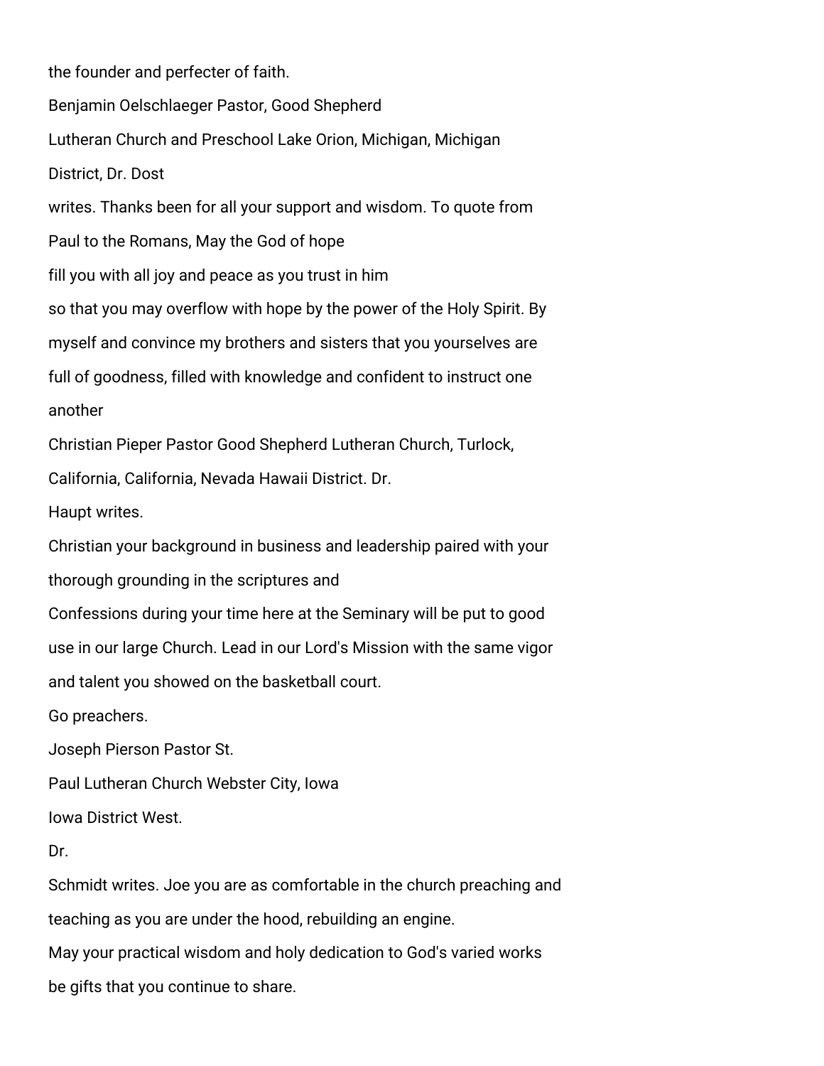the founder and perfecter of faith.

Benjamin Oelschlaeger Pastor, Good Shepherd

Lutheran Church and Preschool Lake Orion, Michigan, Michigan

District, Dr. Dost

writes. Thanks been for all your support and wisdom. To quote from

Paul to the Romans, May the God of hope

fill you with all joy and peace as you trust in him

so that you may overflow with hope by the power of the Holy Spirit. By

myself and convince my brothers and sisters that you yourselves are

full of goodness, filled with knowledge and confident to instruct one

another

Christian Pieper Pastor Good Shepherd Lutheran Church, Turlock,

California, California, Nevada Hawaii District. Dr.

Haupt writes.

Christian your background in business and leadership paired with your

thorough grounding in the scriptures and

Confessions during your time here at the Seminary will be put to good

use in our large Church. Lead in our Lord's Mission with the same vigor

and talent you showed on the basketball court.

Go preachers.

Joseph Pierson Pastor St.

Paul Lutheran Church Webster City, Iowa

Iowa District West.

Dr.

Schmidt writes. Joe you are as comfortable in the church preaching and

teaching as you are under the hood, rebuilding an engine.

May your practical wisdom and holy dedication to God's varied works

be gifts that you continue to share.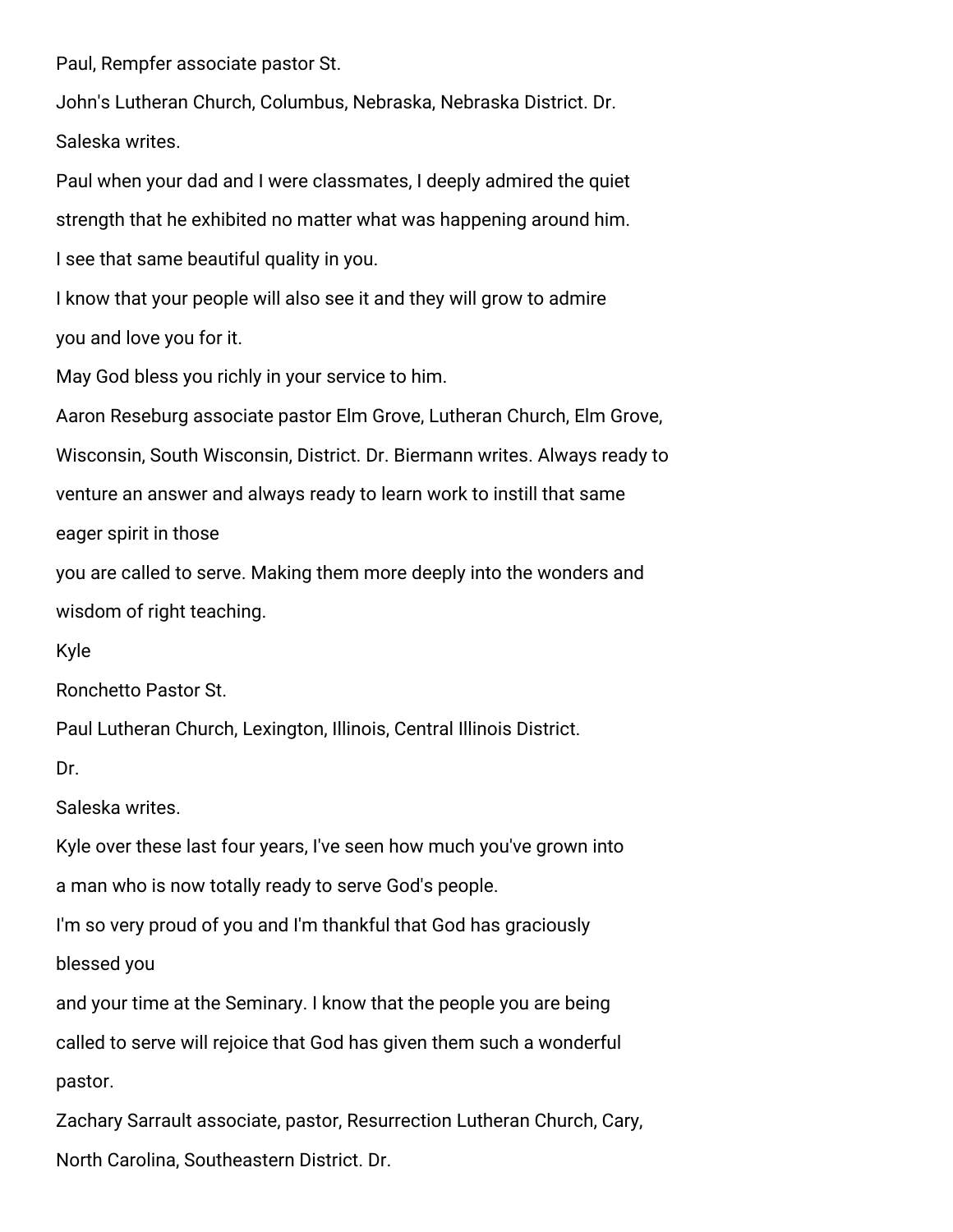Paul, Rempfer associate pastor St.

John's Lutheran Church, Columbus, Nebraska, Nebraska District. Dr.

Saleska writes.

Paul when your dad and I were classmates, I deeply admired the quiet strength that he exhibited no matter what was happening around him.

I see that same beautiful quality in you.

I know that your people will also see it and they will grow to admire you and love you for it.

May God bless you richly in your service to him.

Aaron Reseburg associate pastor Elm Grove, Lutheran Church, Elm Grove, Wisconsin, South Wisconsin, District. Dr. Biermann writes. Always ready to venture an answer and always ready to learn work to instill that same eager spirit in those

you are called to serve. Making them more deeply into the wonders and wisdom of right teaching.

Kyle

Ronchetto Pastor St.

Paul Lutheran Church, Lexington, Illinois, Central Illinois District.

Dr.

Saleska writes.

Kyle over these last four years, I've seen how much you've grown into a man who is now totally ready to serve God's people.

I'm so very proud of you and I'm thankful that God has graciously blessed you

and your time at the Seminary. I know that the people you are being called to serve will rejoice that God has given them such a wonderful pastor.

Zachary Sarrault associate, pastor, Resurrection Lutheran Church, Cary, North Carolina, Southeastern District. Dr.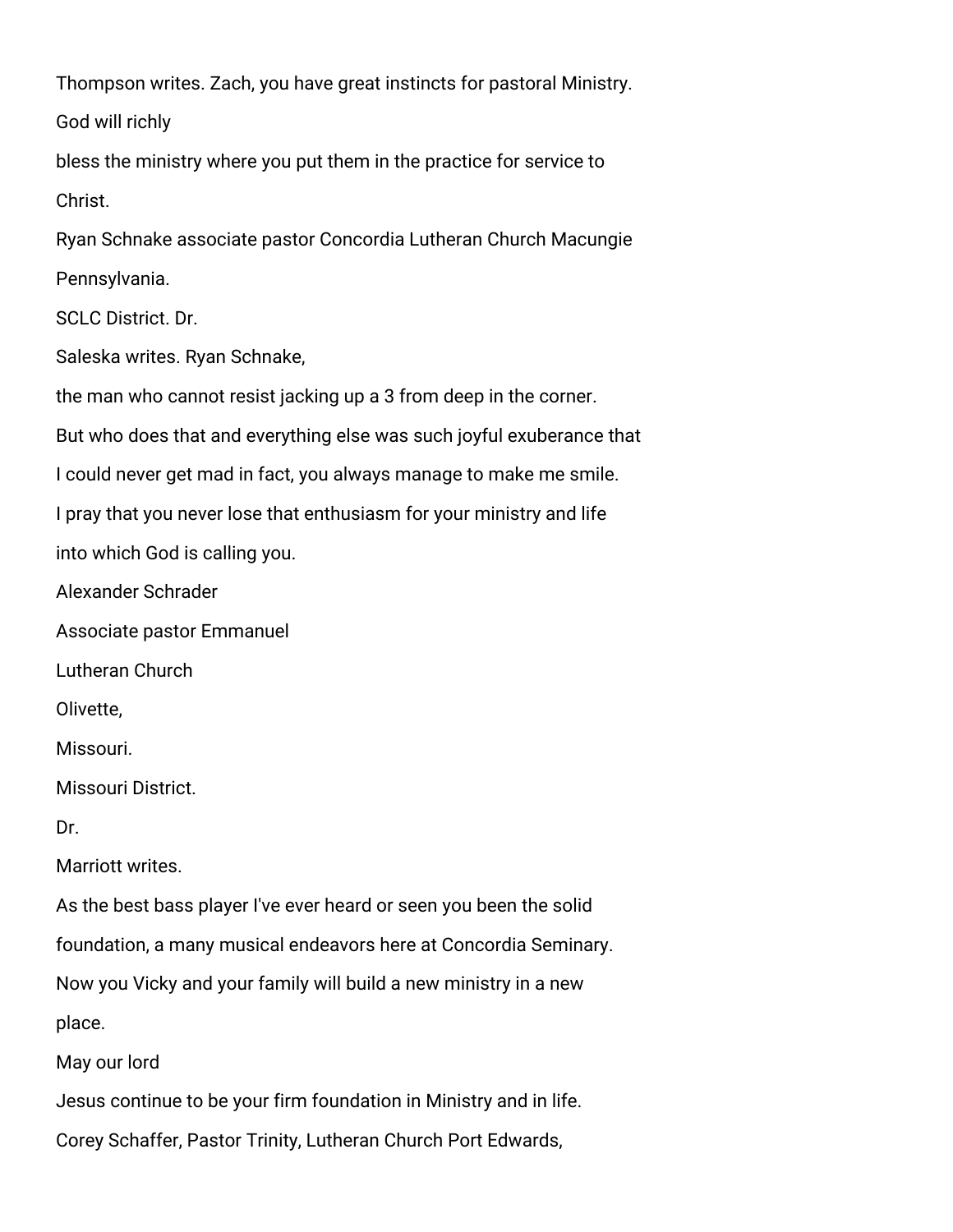Thompson writes. Zach, you have great instincts for pastoral Ministry.

God will richly

bless the ministry where you put them in the practice for service to

Christ.

Ryan Schnake associate pastor Concordia Lutheran Church Macungie

Pennsylvania.

SCLC District. Dr.

Saleska writes. Ryan Schnake,

the man who cannot resist jacking up a 3 from deep in the corner.

But who does that and everything else was such joyful exuberance that

I could never get mad in fact, you always manage to make me smile.

I pray that you never lose that enthusiasm for your ministry and life

into which God is calling you.

Alexander Schrader

Associate pastor Emmanuel

Lutheran Church

Olivette,

Missouri.

Missouri District.

Dr.

Marriott writes.

As the best bass player I've ever heard or seen you been the solid

foundation, a many musical endeavors here at Concordia Seminary.

Now you Vicky and your family will build a new ministry in a new

place.

May our lord

Jesus continue to be your firm foundation in Ministry and in life.

Corey Schaffer, Pastor Trinity, Lutheran Church Port Edwards,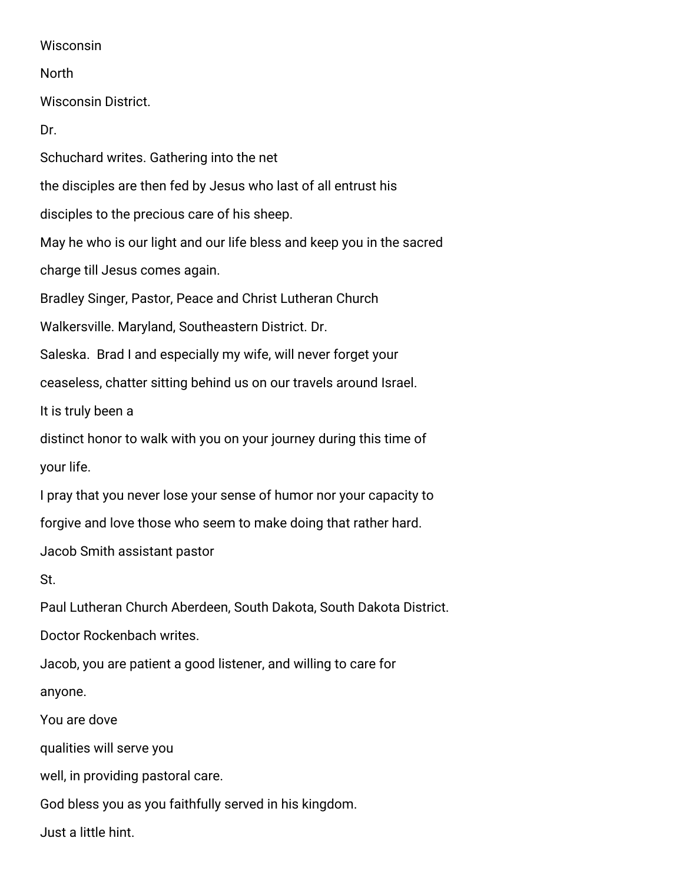Wisconsin

North

Wisconsin District.

Dr.

Schuchard writes. Gathering into the net

the disciples are then fed by Jesus who last of all entrust his

disciples to the precious care of his sheep.

May he who is our light and our life bless and keep you in the sacred

charge till Jesus comes again.

Bradley Singer, Pastor, Peace and Christ Lutheran Church

Walkersville. Maryland, Southeastern District. Dr.

Saleska.  Brad I and especially my wife, will never forget your

ceaseless, chatter sitting behind us on our travels around Israel.

It is truly been a

distinct honor to walk with you on your journey during this time of

your life.

I pray that you never lose your sense of humor nor your capacity to

forgive and love those who seem to make doing that rather hard.

Jacob Smith assistant pastor

St.

Paul Lutheran Church Aberdeen, South Dakota, South Dakota District.

Doctor Rockenbach writes.

Jacob, you are patient a good listener, and willing to care for

anyone.

You are dove

qualities will serve you

well, in providing pastoral care.

God bless you as you faithfully served in his kingdom.

Just a little hint.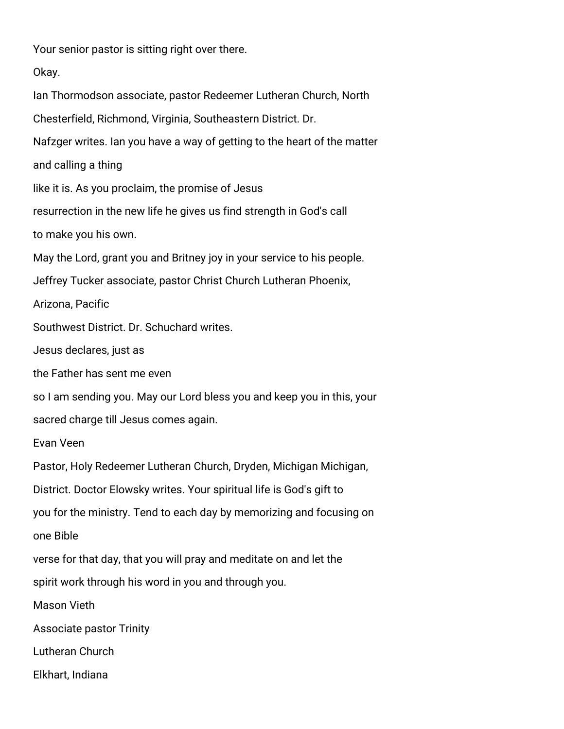Your senior pastor is sitting right over there.

Okay.

Ian Thormodson associate, pastor Redeemer Lutheran Church, North

Chesterfield, Richmond, Virginia, Southeastern District. Dr.

Nafzger writes. Ian you have a way of getting to the heart of the matter

and calling a thing

like it is. As you proclaim, the promise of Jesus

resurrection in the new life he gives us find strength in God's call

to make you his own.

May the Lord, grant you and Britney joy in your service to his people.

Jeffrey Tucker associate, pastor Christ Church Lutheran Phoenix,

Arizona, Pacific

Southwest District. Dr. Schuchard writes.

Jesus declares, just as

the Father has sent me even

so I am sending you. May our Lord bless you and keep you in this, your

sacred charge till Jesus comes again.

Evan Veen

Pastor, Holy Redeemer Lutheran Church, Dryden, Michigan Michigan,

District. Doctor Elowsky writes. Your spiritual life is God's gift to

you for the ministry. Tend to each day by memorizing and focusing on

one Bible

verse for that day, that you will pray and meditate on and let the

spirit work through his word in you and through you.

Mason Vieth

Associate pastor Trinity

Lutheran Church

Elkhart, Indiana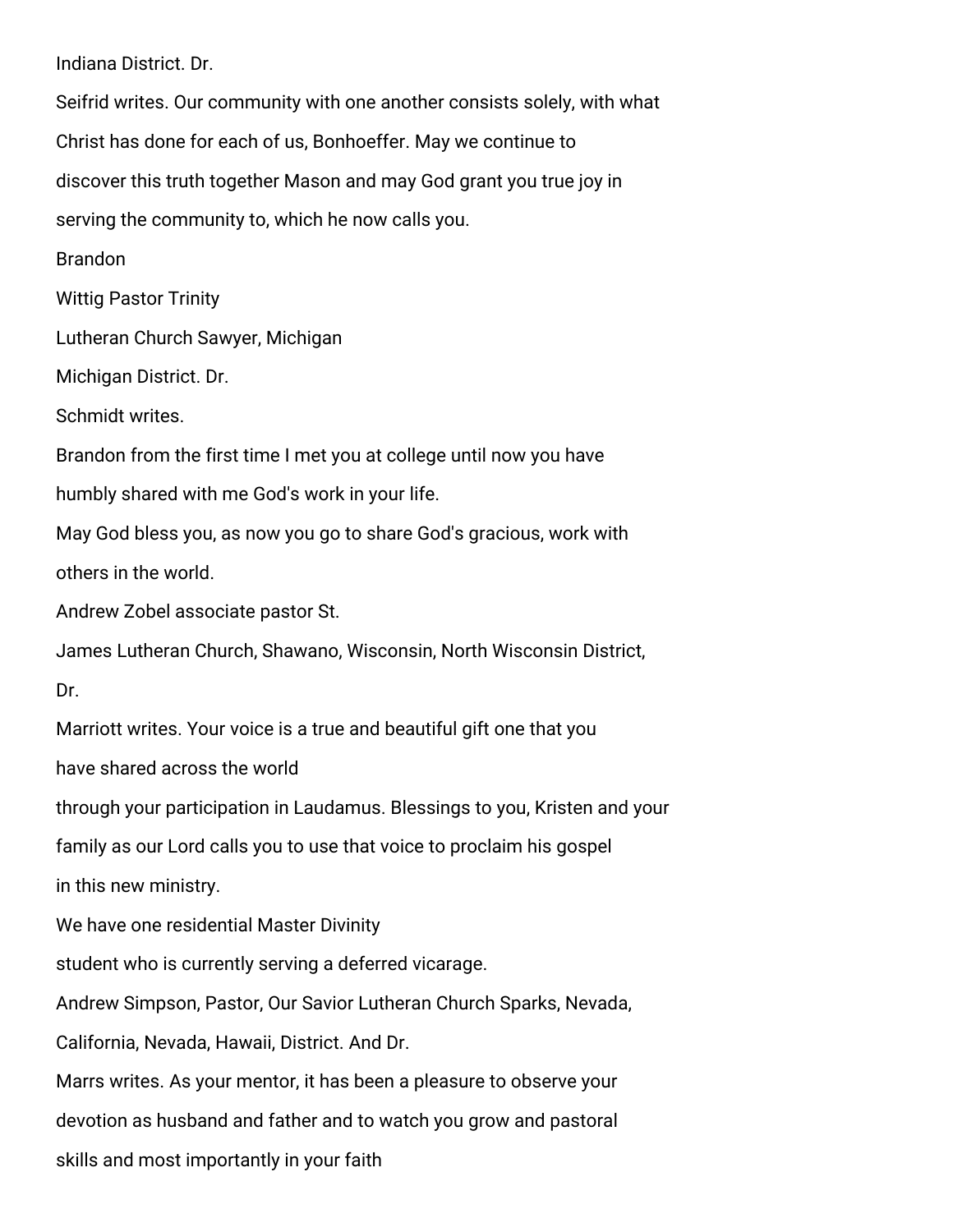Indiana District. Dr.

Seifrid writes. Our community with one another consists solely, with what Christ has done for each of us, Bonhoeffer. May we continue to discover this truth together Mason and may God grant you true joy in serving the community to, which he now calls you.

Brandon

Wittig Pastor Trinity

Lutheran Church Sawyer, Michigan

Michigan District. Dr.

Schmidt writes.

Brandon from the first time I met you at college until now you have humbly shared with me God's work in your life.

May God bless you, as now you go to share God's gracious, work with others in the world.

Andrew Zobel associate pastor St.

James Lutheran Church, Shawano, Wisconsin, North Wisconsin District,

Dr.

Marriott writes. Your voice is a true and beautiful gift one that you have shared across the world

through your participation in Laudamus. Blessings to you, Kristen and your family as our Lord calls you to use that voice to proclaim his gospel in this new ministry.

We have one residential Master Divinity

student who is currently serving a deferred vicarage.

Andrew Simpson, Pastor, Our Savior Lutheran Church Sparks, Nevada,

California, Nevada, Hawaii, District. And Dr.

Marrs writes. As your mentor, it has been a pleasure to observe your devotion as husband and father and to watch you grow and pastoral skills and most importantly in your faith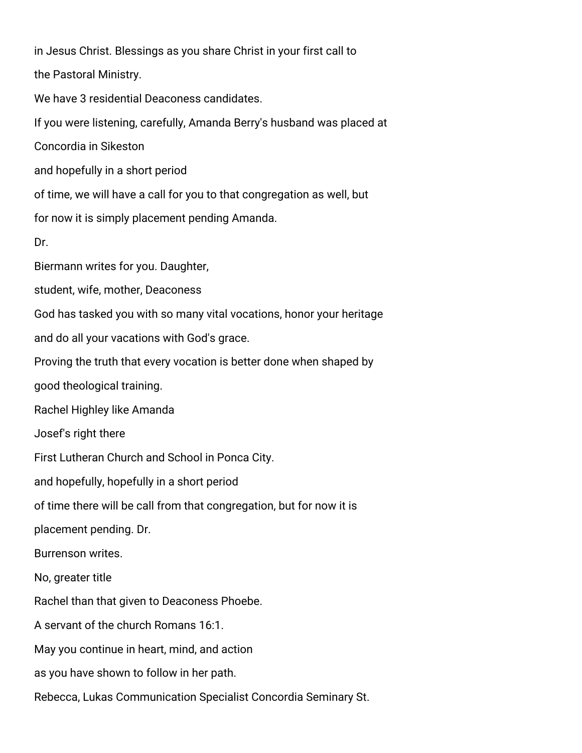in Jesus Christ. Blessings as you share Christ in your first call to

the Pastoral Ministry.

We have 3 residential Deaconess candidates.

If you were listening, carefully, Amanda Berry's husband was placed at

Concordia in Sikeston

and hopefully in a short period

of time, we will have a call for you to that congregation as well, but

for now it is simply placement pending Amanda.

Dr.

Biermann writes for you. Daughter,

student, wife, mother, Deaconess

God has tasked you with so many vital vocations, honor your heritage

and do all your vacations with God's grace.

Proving the truth that every vocation is better done when shaped by

good theological training.

Rachel Highley like Amanda

Josef's right there

First Lutheran Church and School in Ponca City.

and hopefully, hopefully in a short period

of time there will be call from that congregation, but for now it is

placement pending. Dr.

Burrenson writes.

No, greater title

Rachel than that given to Deaconess Phoebe.

A servant of the church Romans 16:1.

May you continue in heart, mind, and action

as you have shown to follow in her path.

Rebecca, Lukas Communication Specialist Concordia Seminary St.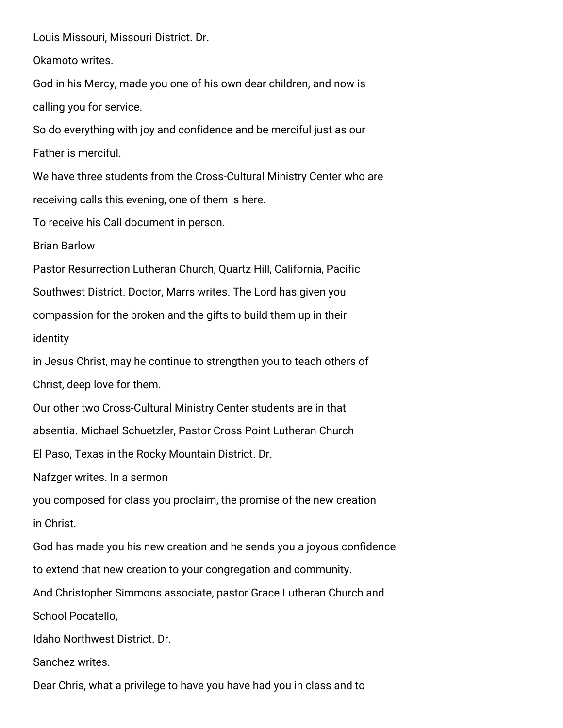Louis Missouri, Missouri District. Dr.

Okamoto writes.

God in his Mercy, made you one of his own dear children, and now is calling you for service.

So do everything with joy and confidence and be merciful just as our Father is merciful.

We have three students from the Cross-Cultural Ministry Center who are receiving calls this evening, one of them is here.

To receive his Call document in person.

Brian Barlow

Pastor Resurrection Lutheran Church, Quartz Hill, California, Pacific Southwest District. Doctor, Marrs writes. The Lord has given you compassion for the broken and the gifts to build them up in their identity

in Jesus Christ, may he continue to strengthen you to teach others of Christ, deep love for them.

Our other two Cross-Cultural Ministry Center students are in that absentia. Michael Schuetzler, Pastor Cross Point Lutheran Church El Paso, Texas in the Rocky Mountain District. Dr.

Nafzger writes. In a sermon

you composed for class you proclaim, the promise of the new creation in Christ.

God has made you his new creation and he sends you a joyous confidence to extend that new creation to your congregation and community.

And Christopher Simmons associate, pastor Grace Lutheran Church and School Pocatello,

Idaho Northwest District. Dr.

Sanchez writes.

Dear Chris, what a privilege to have you have had you in class and to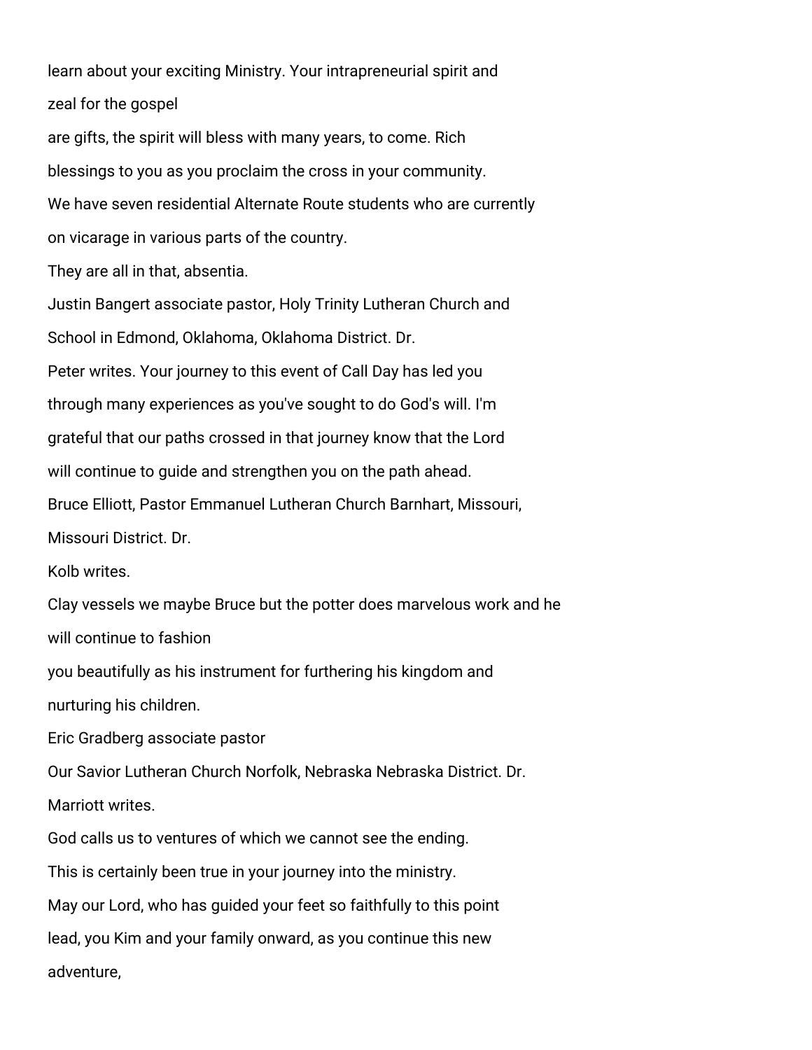learn about your exciting Ministry. Your intrapreneurial spirit and

zeal for the gospel

are gifts, the spirit will bless with many years, to come. Rich

blessings to you as you proclaim the cross in your community.

We have seven residential Alternate Route students who are currently

on vicarage in various parts of the country.

They are all in that, absentia.

Justin Bangert associate pastor, Holy Trinity Lutheran Church and

School in Edmond, Oklahoma, Oklahoma District. Dr.

Peter writes. Your journey to this event of Call Day has led you

through many experiences as you've sought to do God's will. I'm

grateful that our paths crossed in that journey know that the Lord

will continue to guide and strengthen you on the path ahead.

Bruce Elliott, Pastor Emmanuel Lutheran Church Barnhart, Missouri,

Missouri District. Dr.

Kolb writes.

Clay vessels we maybe Bruce but the potter does marvelous work and he

will continue to fashion

you beautifully as his instrument for furthering his kingdom and

nurturing his children.

Eric Gradberg associate pastor

Our Savior Lutheran Church Norfolk, Nebraska Nebraska District. Dr.

Marriott writes.

God calls us to ventures of which we cannot see the ending.

This is certainly been true in your journey into the ministry.

May our Lord, who has guided your feet so faithfully to this point

lead, you Kim and your family onward, as you continue this new

adventure,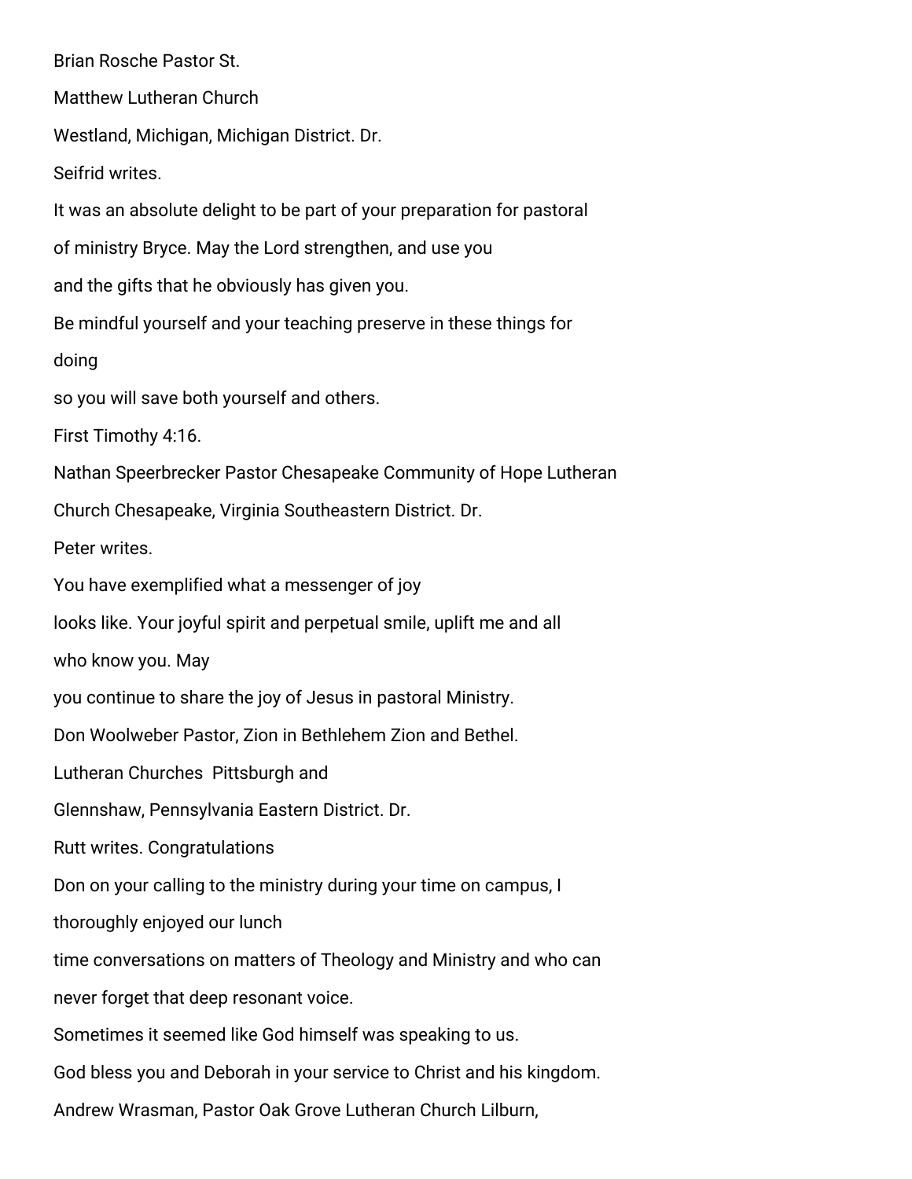Brian Rosche Pastor St.

Matthew Lutheran Church

Westland, Michigan, Michigan District. Dr.

Seifrid writes.

It was an absolute delight to be part of your preparation for pastoral

of ministry Bryce. May the Lord strengthen, and use you

and the gifts that he obviously has given you.

Be mindful yourself and your teaching preserve in these things for

doing

so you will save both yourself and others.

First Timothy 4:16.

Nathan Speerbrecker Pastor Chesapeake Community of Hope Lutheran

Church Chesapeake, Virginia Southeastern District. Dr.

Peter writes.

You have exemplified what a messenger of joy

looks like. Your joyful spirit and perpetual smile, uplift me and all

who know you. May

you continue to share the joy of Jesus in pastoral Ministry.

Don Woolweber Pastor, Zion in Bethlehem Zion and Bethel.

Lutheran Churches  Pittsburgh and

Glennshaw, Pennsylvania Eastern District. Dr.

Rutt writes. Congratulations

Don on your calling to the ministry during your time on campus, I

thoroughly enjoyed our lunch

time conversations on matters of Theology and Ministry and who can

never forget that deep resonant voice.

Sometimes it seemed like God himself was speaking to us.

God bless you and Deborah in your service to Christ and his kingdom.

Andrew Wrasman, Pastor Oak Grove Lutheran Church Lilburn,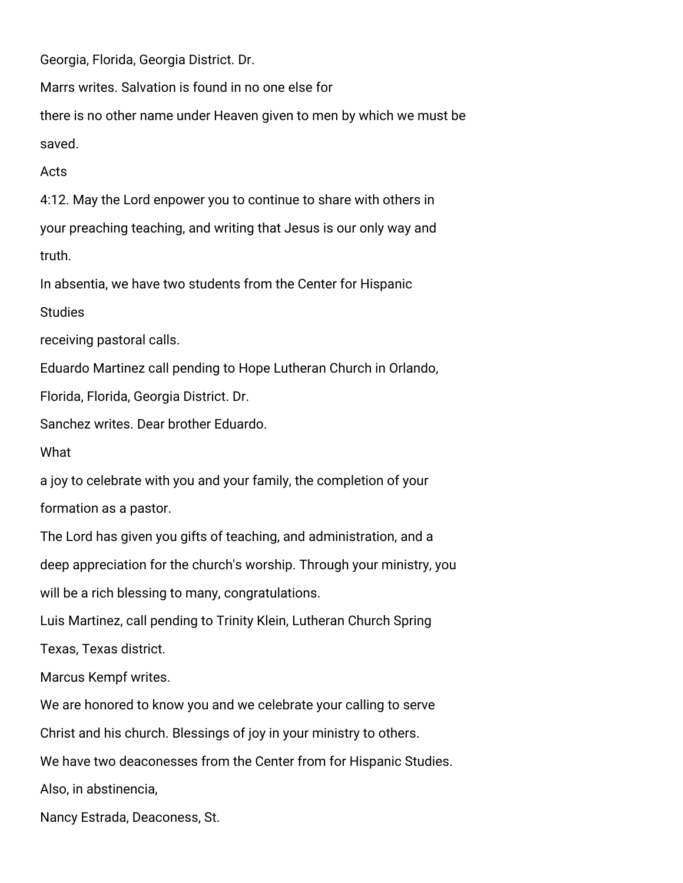Georgia, Florida, Georgia District. Dr.

Marrs writes. Salvation is found in no one else for

there is no other name under Heaven given to men by which we must be

saved.

Acts

4:12. May the Lord enpower you to continue to share with others in

your preaching teaching, and writing that Jesus is our only way and

truth.

In absentia, we have two students from the Center for Hispanic

Studies

receiving pastoral calls.

Eduardo Martinez call pending to Hope Lutheran Church in Orlando,

Florida, Florida, Georgia District. Dr.

Sanchez writes. Dear brother Eduardo.

What

a joy to celebrate with you and your family, the completion of your

formation as a pastor.

The Lord has given you gifts of teaching, and administration, and a

deep appreciation for the church's worship. Through your ministry, you

will be a rich blessing to many, congratulations.

Luis Martinez, call pending to Trinity Klein, Lutheran Church Spring

Texas, Texas district.

Marcus Kempf writes.

We are honored to know you and we celebrate your calling to serve

Christ and his church. Blessings of joy in your ministry to others.

We have two deaconesses from the Center from for Hispanic Studies.

Also, in abstinencia,

Nancy Estrada, Deaconess, St.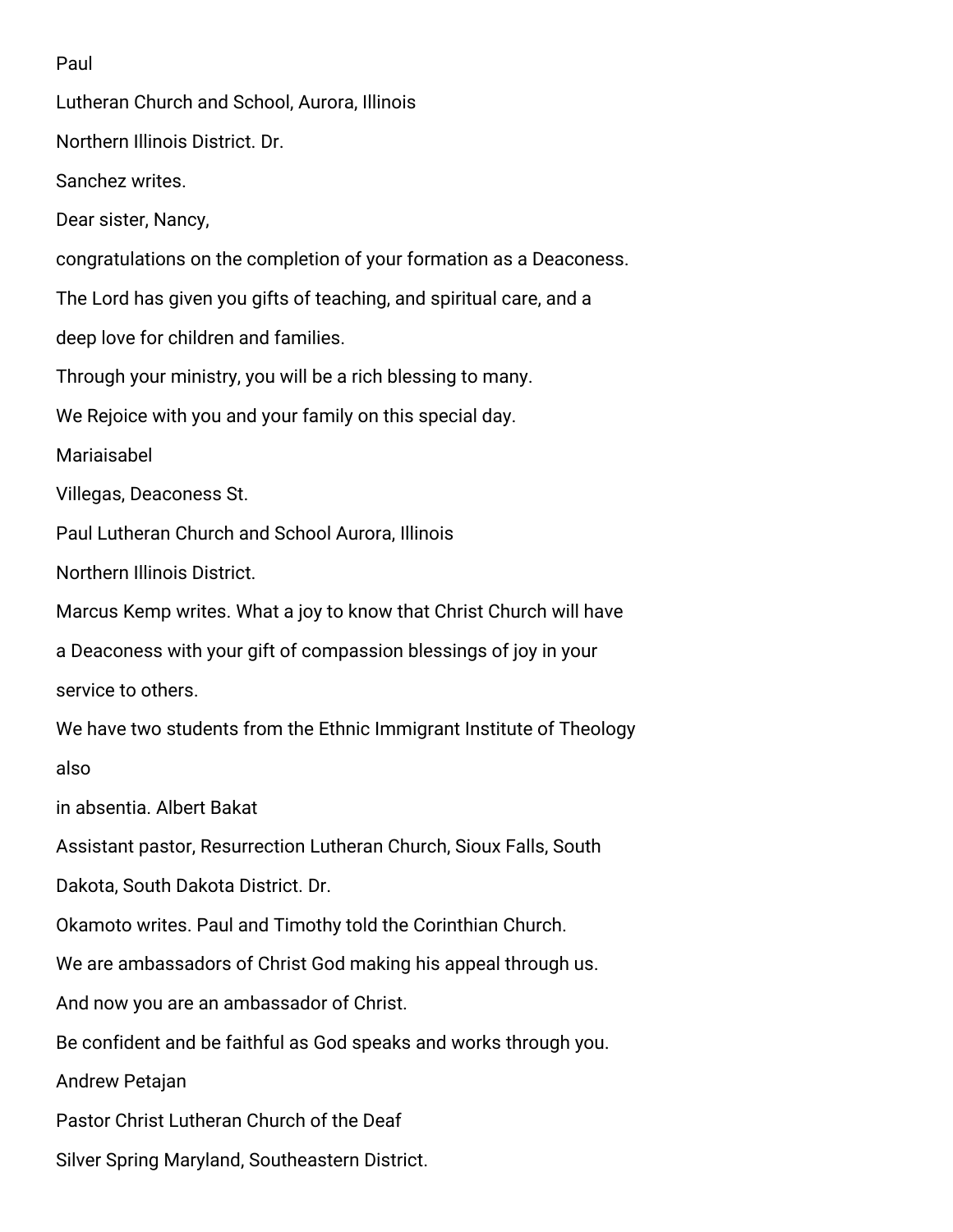Paul

Lutheran Church and School, Aurora, Illinois

Northern Illinois District. Dr.

Sanchez writes.

Dear sister, Nancy,

congratulations on the completion of your formation as a Deaconess.

The Lord has given you gifts of teaching, and spiritual care, and a deep love for children and families.

Through your ministry, you will be a rich blessing to many.

We Rejoice with you and your family on this special day.

Mariaisabel

Villegas, Deaconess St.

Paul Lutheran Church and School Aurora, Illinois

Northern Illinois District.

Marcus Kemp writes. What a joy to know that Christ Church will have a Deaconess with your gift of compassion blessings of joy in your service to others.

We have two students from the Ethnic Immigrant Institute of Theology

also

in absentia. Albert Bakat

Assistant pastor, Resurrection Lutheran Church, Sioux Falls, South Dakota, South Dakota District. Dr.

Okamoto writes. Paul and Timothy told the Corinthian Church.

We are ambassadors of Christ God making his appeal through us.

And now you are an ambassador of Christ.

Be confident and be faithful as God speaks and works through you.

Andrew Petajan

Pastor Christ Lutheran Church of the Deaf

Silver Spring Maryland, Southeastern District.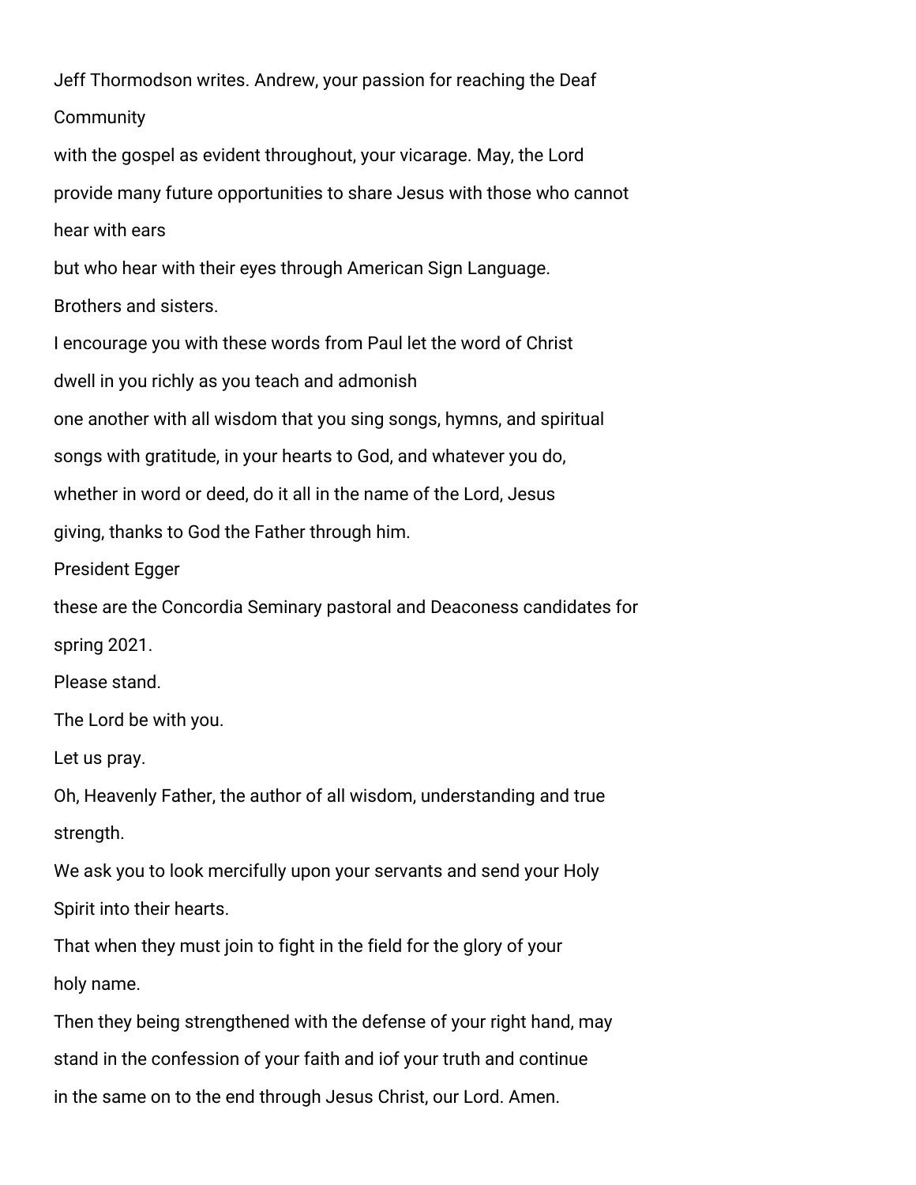Jeff Thormodson writes. Andrew, your passion for reaching the Deaf Community
with the gospel as evident throughout, your vicarage. May, the Lord provide many future opportunities to share Jesus with those who cannot hear with ears
but who hear with their eyes through American Sign Language.
Brothers and sisters.
I encourage you with these words from Paul let the word of Christ dwell in you richly as you teach and admonish
one another with all wisdom that you sing songs, hymns, and spiritual songs with gratitude, in your hearts to God, and whatever you do, whether in word or deed, do it all in the name of the Lord, Jesus giving, thanks to God the Father through him.
President Egger
these are the Concordia Seminary pastoral and Deaconess candidates for spring 2021.
Please stand.
The Lord be with you.
Let us pray.
Oh, Heavenly Father, the author of all wisdom, understanding and true strength.
We ask you to look mercifully upon your servants and send your Holy Spirit into their hearts.
That when they must join to fight in the field for the glory of your holy name.
Then they being strengthened with the defense of your right hand, may stand in the confession of your faith and iof your truth and continue in the same on to the end through Jesus Christ, our Lord. Amen.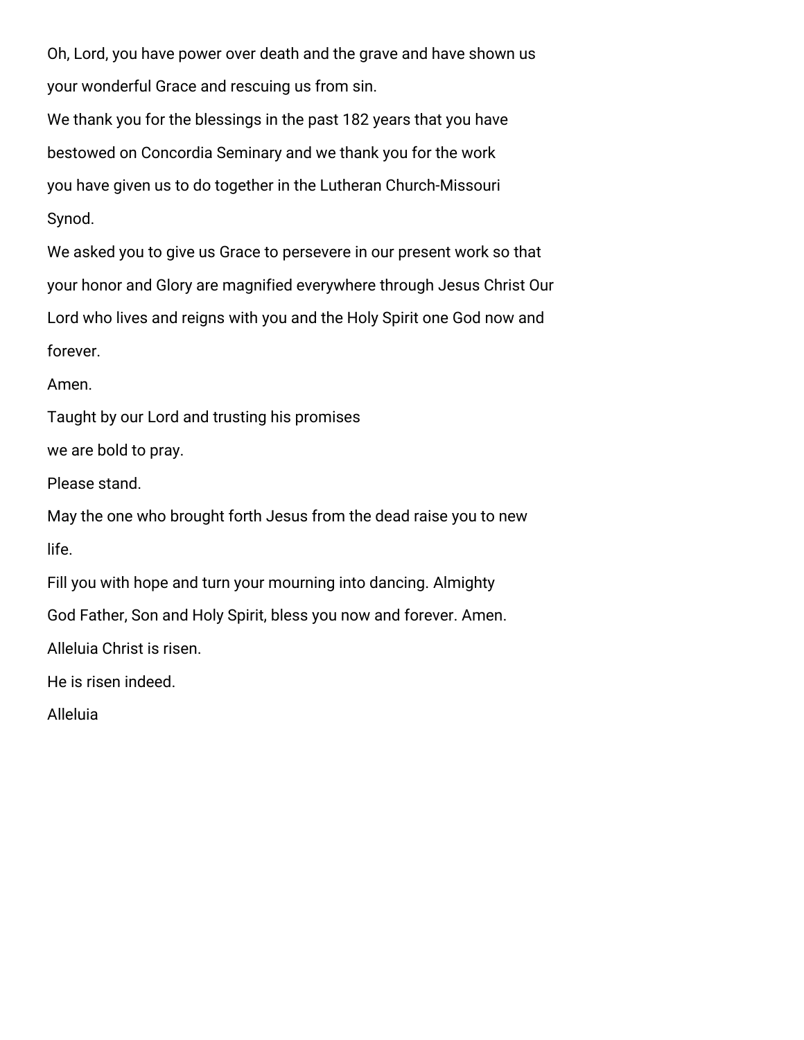Oh, Lord, you have power over death and the grave and have shown us your wonderful Grace and rescuing us from sin.

We thank you for the blessings in the past 182 years that you have bestowed on Concordia Seminary and we thank you for the work you have given us to do together in the Lutheran Church-Missouri Synod.

We asked you to give us Grace to persevere in our present work so that your honor and Glory are magnified everywhere through Jesus Christ Our Lord who lives and reigns with you and the Holy Spirit one God now and forever.

Amen.

Taught by our Lord and trusting his promises

we are bold to pray.

Please stand.

May the one who brought forth Jesus from the dead raise you to new life.

Fill you with hope and turn your mourning into dancing. Almighty God Father, Son and Holy Spirit, bless you now and forever. Amen.

Alleluia Christ is risen.

He is risen indeed.

Alleluia